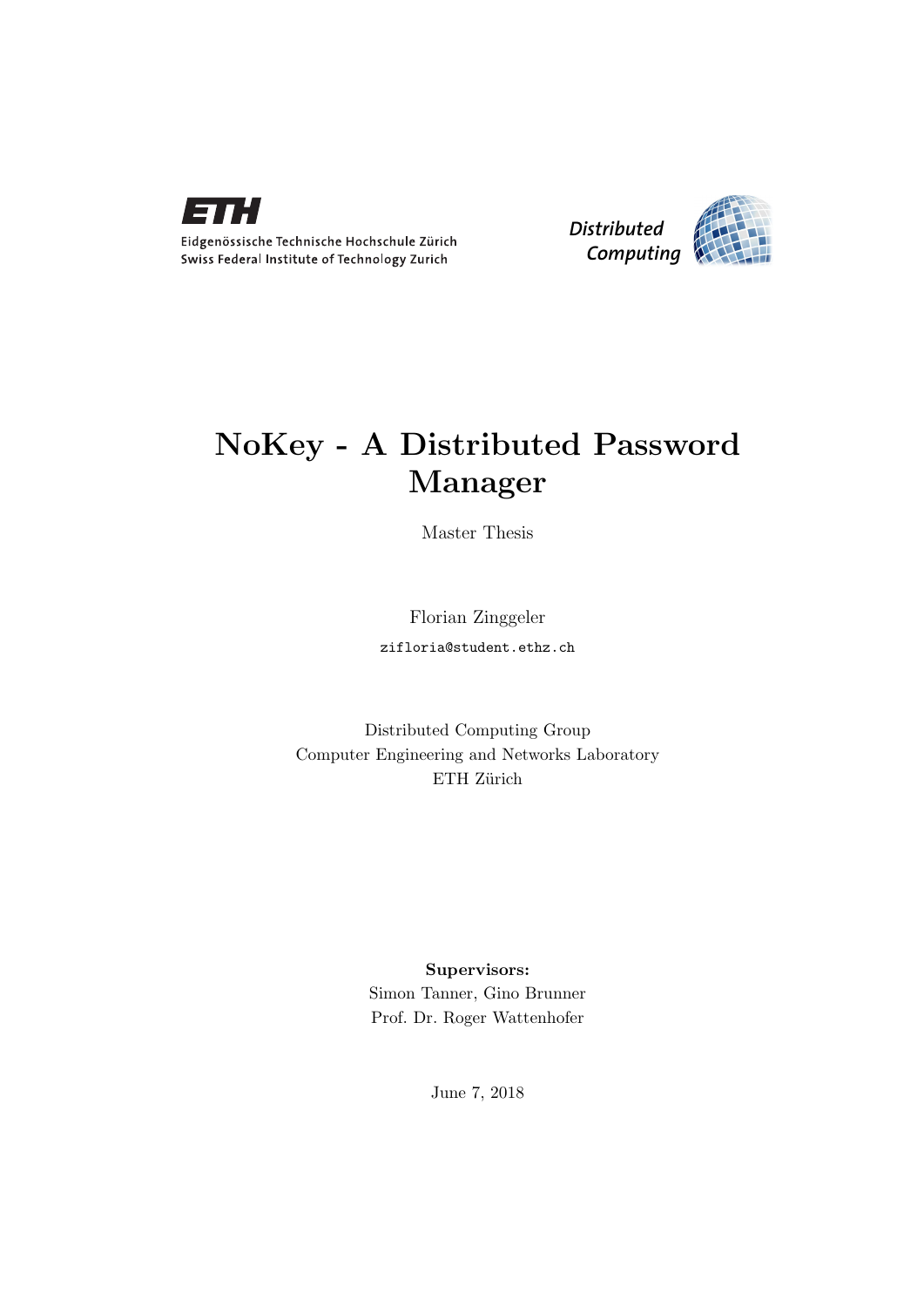Eidgenössische Technische Hochschule Zürich
Swiss Federal Institute of Technology Zurich

Distributed Computing

# NoKey - A Distributed Password Manager

Master Thesis

Florian Zinggeler

zifloria@student.ethz.ch

Distributed Computing Group
Computer Engineering and Networks Laboratory
ETH Zürich

**Supervisors:**
Simon Tanner, Gino Brunner
Prof. Dr. Roger Wattenhofer

June 7, 2018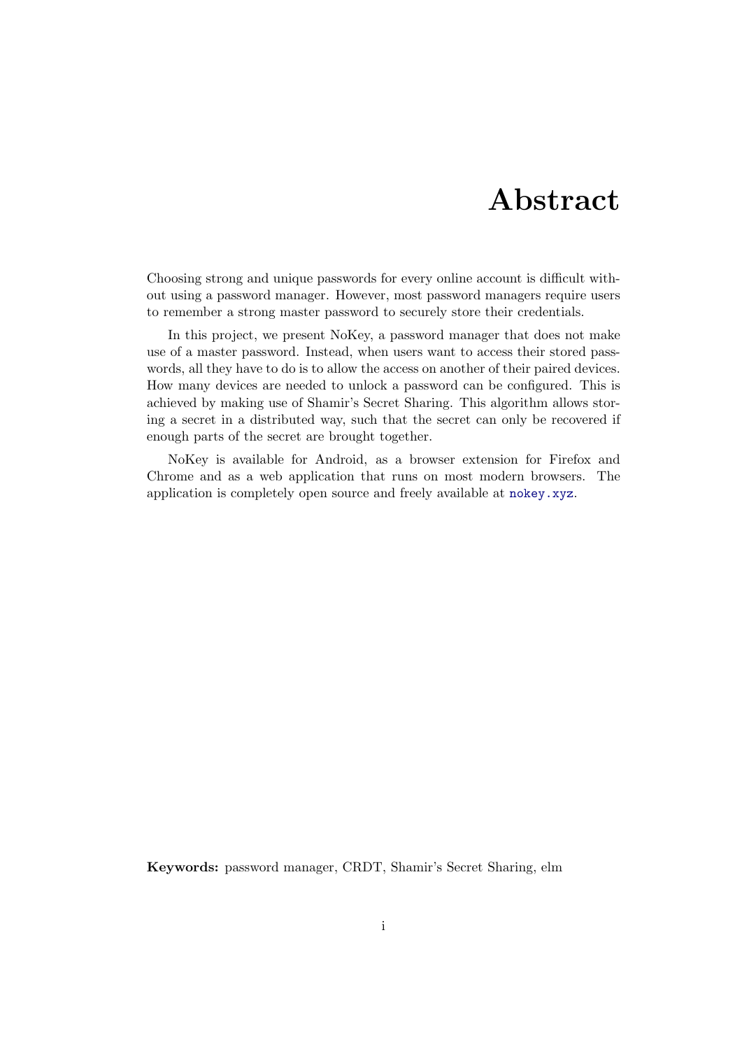# Abstract

Choosing strong and unique passwords for every online account is difficult without using a password manager. However, most password managers require users to remember a strong master password to securely store their credentials.

In this project, we present NoKey, a password manager that does not make use of a master password. Instead, when users want to access their stored passwords, all they have to do is to allow the access on another of their paired devices. How many devices are needed to unlock a password can be configured. This is achieved by making use of Shamir's Secret Sharing. This algorithm allows storing a secret in a distributed way, such that the secret can only be recovered if enough parts of the secret are brought together.

NoKey is available for Android, as a browser extension for Firefox and Chrome and as a web application that runs on most modern browsers. The application is completely open source and freely available at nokey.xyz.

**Keywords:** password manager, CRDT, Shamir's Secret Sharing, elm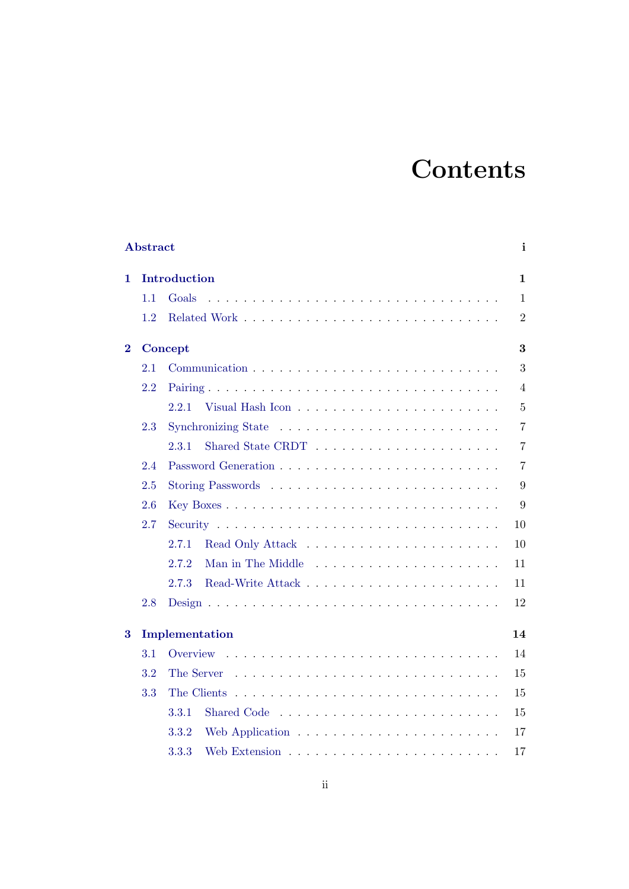# Contents

**Abstract** **i**

**1 Introduction** **1**

1.1 Goals . . . . . . . . . . . . . . . . . . . . . . . . . . . . . . 1

1.2 Related Work . . . . . . . . . . . . . . . . . . . . . . . . . . 2

**2 Concept** **3**

2.1 Communication . . . . . . . . . . . . . . . . . . . . . . . . . 3

2.2 Pairing . . . . . . . . . . . . . . . . . . . . . . . . . . . . . 4

2.2.1 Visual Hash Icon . . . . . . . . . . . . . . . . . . . . . 5

2.3 Synchronizing State . . . . . . . . . . . . . . . . . . . . . . . 7

2.3.1 Shared State CRDT . . . . . . . . . . . . . . . . . . . 7

2.4 Password Generation . . . . . . . . . . . . . . . . . . . . . . 7

2.5 Storing Passwords . . . . . . . . . . . . . . . . . . . . . . . . 9

2.6 Key Boxes . . . . . . . . . . . . . . . . . . . . . . . . . . . . 9

2.7 Security . . . . . . . . . . . . . . . . . . . . . . . . . . . . . 10

2.7.1 Read Only Attack . . . . . . . . . . . . . . . . . . . . 10

2.7.2 Man in The Middle . . . . . . . . . . . . . . . . . . . 11

2.7.3 Read-Write Attack . . . . . . . . . . . . . . . . . . . . 11

2.8 Design . . . . . . . . . . . . . . . . . . . . . . . . . . . . . . 12

**3 Implementation** **14**

3.1 Overview . . . . . . . . . . . . . . . . . . . . . . . . . . . . 14

3.2 The Server . . . . . . . . . . . . . . . . . . . . . . . . . . . 15

3.3 The Clients . . . . . . . . . . . . . . . . . . . . . . . . . . . 15

3.3.1 Shared Code . . . . . . . . . . . . . . . . . . . . . . . 15

3.3.2 Web Application . . . . . . . . . . . . . . . . . . . . . 17

3.3.3 Web Extension . . . . . . . . . . . . . . . . . . . . . . 17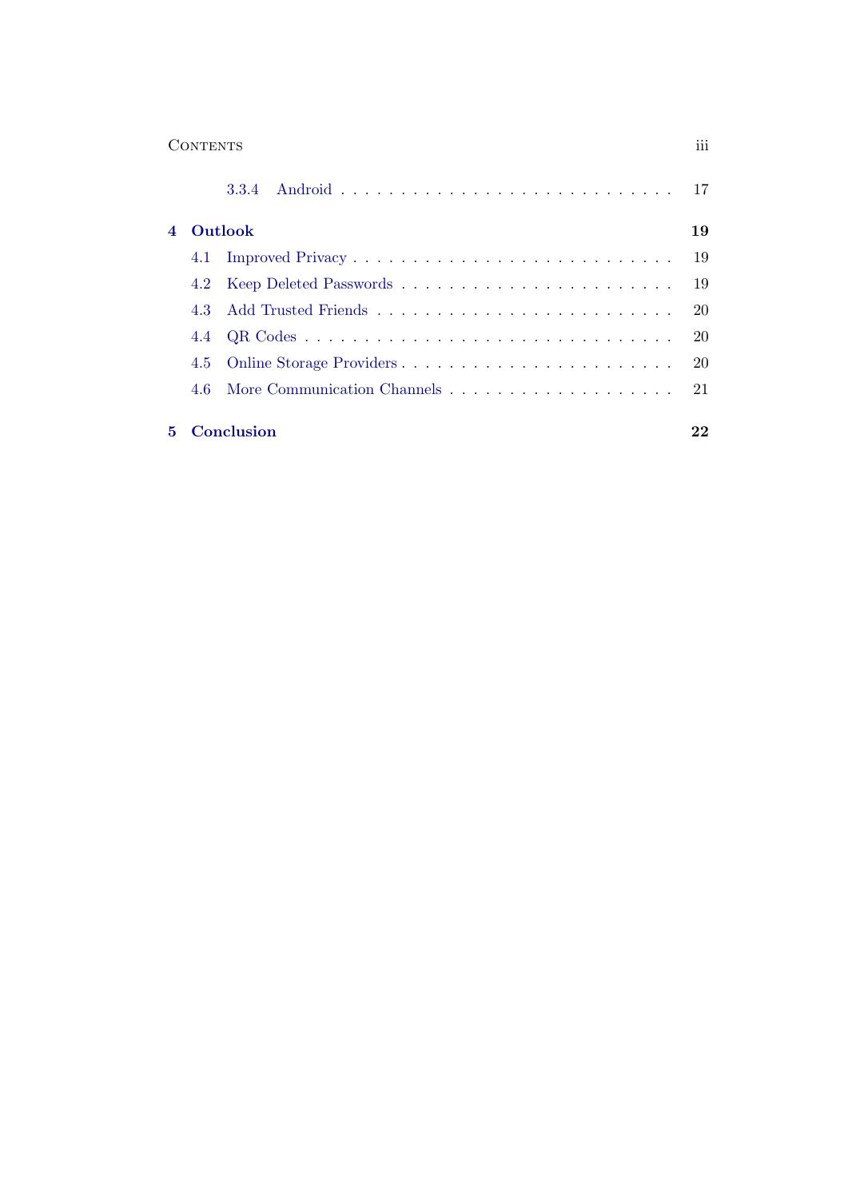3.3.4 Android . . . . . . . . . . . . . . . . . . . . . . . . . . . 17

**4 Outlook** **19**

4.1 Improved Privacy . . . . . . . . . . . . . . . . . . . . . . . . . . 19

4.2 Keep Deleted Passwords . . . . . . . . . . . . . . . . . . . . . . 19

4.3 Add Trusted Friends . . . . . . . . . . . . . . . . . . . . . . . . 20

4.4 QR Codes . . . . . . . . . . . . . . . . . . . . . . . . . . . . . . 20

4.5 Online Storage Providers . . . . . . . . . . . . . . . . . . . . . . 20

4.6 More Communication Channels . . . . . . . . . . . . . . . . . . 21

**5 Conclusion** **22**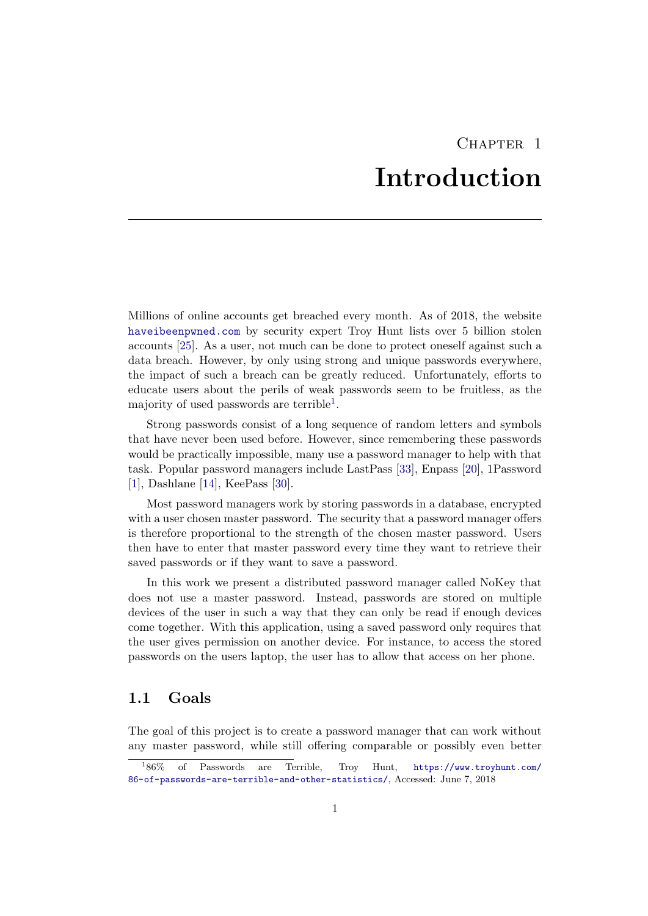# Chapter 1 Introduction

Millions of online accounts get breached every month. As of 2018, the website haveibeenpwned.com by security expert Troy Hunt lists over 5 billion stolen accounts [25]. As a user, not much can be done to protect oneself against such a data breach. However, by only using strong and unique passwords everywhere, the impact of such a breach can be greatly reduced. Unfortunately, efforts to educate users about the perils of weak passwords seem to be fruitless, as the majority of used passwords are terrible[1].

Strong passwords consist of a long sequence of random letters and symbols that have never been used before. However, since remembering these passwords would be practically impossible, many use a password manager to help with that task. Popular password managers include LastPass [33], Enpass [20], 1Password [1], Dashlane [14], KeePass [30].

Most password managers work by storing passwords in a database, encrypted with a user chosen master password. The security that a password manager offers is therefore proportional to the strength of the chosen master password. Users then have to enter that master password every time they want to retrieve their saved passwords or if they want to save a password.

In this work we present a distributed password manager called NoKey that does not use a master password. Instead, passwords are stored on multiple devices of the user in such a way that they can only be read if enough devices come together. With this application, using a saved password only requires that the user gives permission on another device. For instance, to access the stored passwords on the users laptop, the user has to allow that access on her phone.

## 1.1 Goals

The goal of this project is to create a password manager that can work without any master password, while still offering comparable or possibly even better

[1] 86% of Passwords are Terrible, Troy Hunt, https://www.troyhunt.com/86-of-passwords-are-terrible-and-other-statistics/, Accessed: June 7, 2018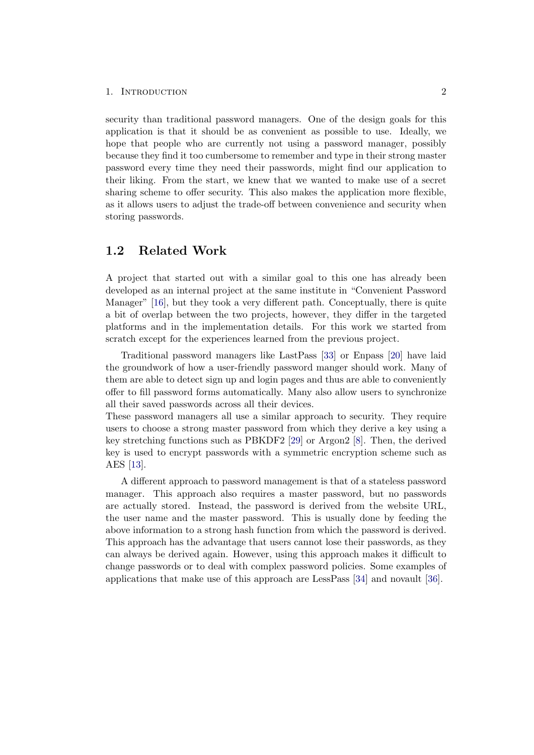security than traditional password managers. One of the design goals for this application is that it should be as convenient as possible to use. Ideally, we hope that people who are currently not using a password manager, possibly because they find it too cumbersome to remember and type in their strong master password every time they need their passwords, might find our application to their liking. From the start, we knew that we wanted to make use of a secret sharing scheme to offer security. This also makes the application more flexible, as it allows users to adjust the trade-off between convenience and security when storing passwords.

## 1.2 Related Work

A project that started out with a similar goal to this one has already been developed as an internal project at the same institute in "Convenient Password Manager" [16], but they took a very different path. Conceptually, there is quite a bit of overlap between the two projects, however, they differ in the targeted platforms and in the implementation details. For this work we started from scratch except for the experiences learned from the previous project.

Traditional password managers like LastPass [33] or Enpass [20] have laid the groundwork of how a user-friendly password manger should work. Many of them are able to detect sign up and login pages and thus are able to conveniently offer to fill password forms automatically. Many also allow users to synchronize all their saved passwords across all their devices.
These password managers all use a similar approach to security. They require users to choose a strong master password from which they derive a key using a key stretching functions such as PBKDF2 [29] or Argon2 [8]. Then, the derived key is used to encrypt passwords with a symmetric encryption scheme such as AES [13].

A different approach to password management is that of a stateless password manager. This approach also requires a master password, but no passwords are actually stored. Instead, the password is derived from the website URL, the user name and the master password. This is usually done by feeding the above information to a strong hash function from which the password is derived. This approach has the advantage that users cannot lose their passwords, as they can always be derived again. However, using this approach makes it difficult to change passwords or to deal with complex password policies. Some examples of applications that make use of this approach are LessPass [34] and novault [36].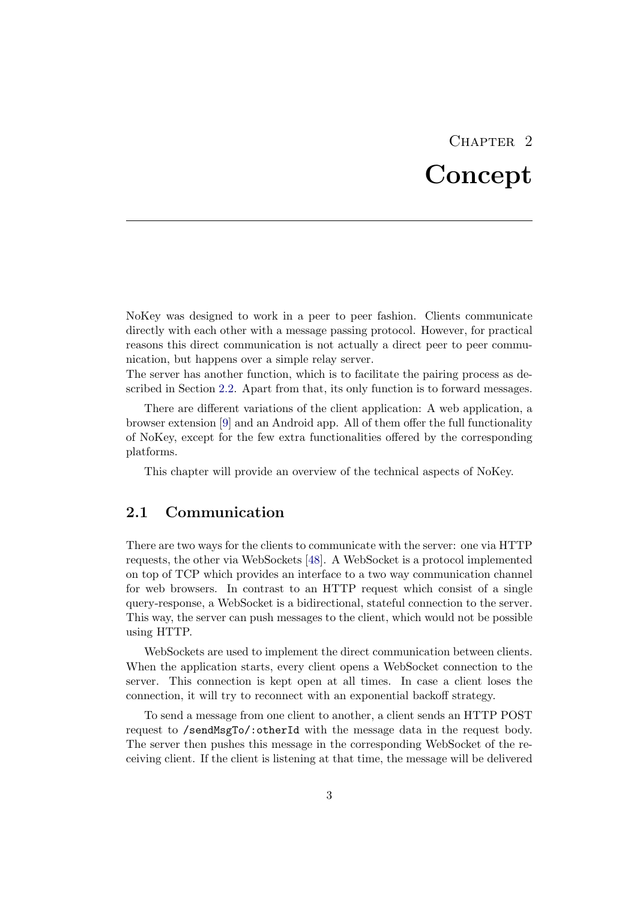# Chapter 2
# Concept

NoKey was designed to work in a peer to peer fashion. Clients communicate directly with each other with a message passing protocol. However, for practical reasons this direct communication is not actually a direct peer to peer communication, but happens over a simple relay server.
The server has another function, which is to facilitate the pairing process as described in Section 2.2. Apart from that, its only function is to forward messages.

There are different variations of the client application: A web application, a browser extension [9] and an Android app. All of them offer the full functionality of NoKey, except for the few extra functionalities offered by the corresponding platforms.

This chapter will provide an overview of the technical aspects of NoKey.

## 2.1 Communication

There are two ways for the clients to communicate with the server: one via HTTP requests, the other via WebSockets [48]. A WebSocket is a protocol implemented on top of TCP which provides an interface to a two way communication channel for web browsers. In contrast to an HTTP request which consist of a single query-response, a WebSocket is a bidirectional, stateful connection to the server. This way, the server can push messages to the client, which would not be possible using HTTP.

WebSockets are used to implement the direct communication between clients. When the application starts, every client opens a WebSocket connection to the server. This connection is kept open at all times. In case a client loses the connection, it will try to reconnect with an exponential backoff strategy.

To send a message from one client to another, a client sends an HTTP POST request to `/sendMsgTo/:otherId` with the message data in the request body. The server then pushes this message in the corresponding WebSocket of the receiving client. If the client is listening at that time, the message will be delivered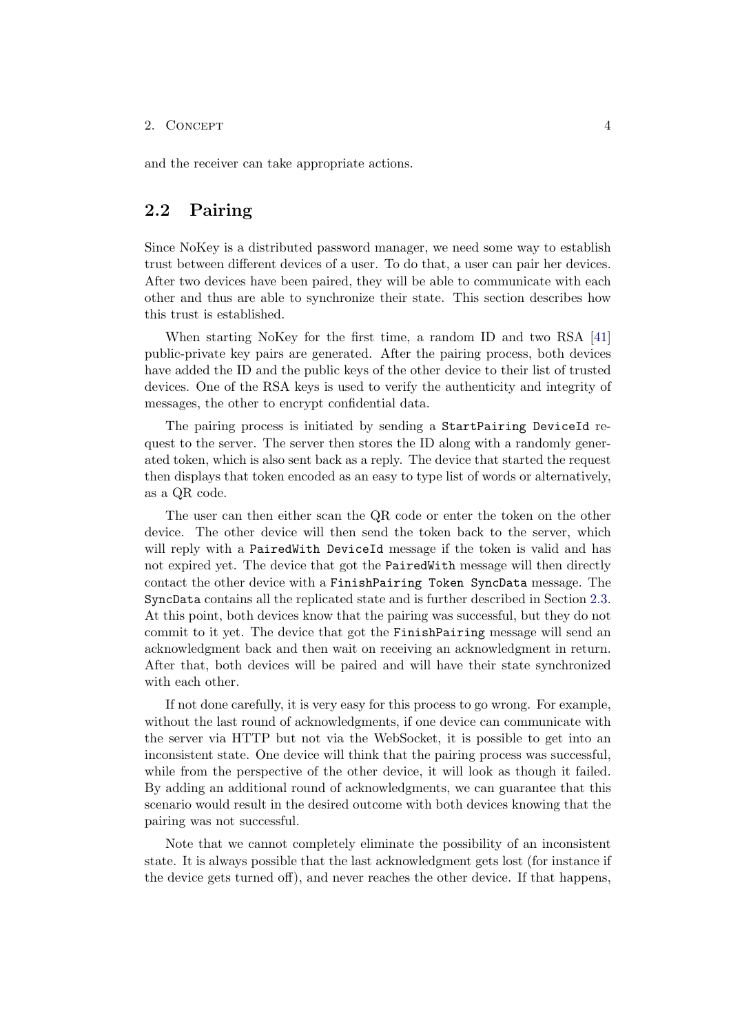and the receiver can take appropriate actions.

## 2.2 Pairing

Since NoKey is a distributed password manager, we need some way to establish trust between different devices of a user. To do that, a user can pair her devices. After two devices have been paired, they will be able to communicate with each other and thus are able to synchronize their state. This section describes how this trust is established.

When starting NoKey for the first time, a random ID and two RSA [41] public-private key pairs are generated. After the pairing process, both devices have added the ID and the public keys of the other device to their list of trusted devices. One of the RSA keys is used to verify the authenticity and integrity of messages, the other to encrypt confidential data.

The pairing process is initiated by sending a `StartPairing DeviceId` request to the server. The server then stores the ID along with a randomly generated token, which is also sent back as a reply. The device that started the request then displays that token encoded as an easy to type list of words or alternatively, as a QR code.

The user can then either scan the QR code or enter the token on the other device. The other device will then send the token back to the server, which will reply with a `PairedWith DeviceId` message if the token is valid and has not expired yet. The device that got the `PairedWith` message will then directly contact the other device with a `FinishPairing Token SyncData` message. The `SyncData` contains all the replicated state and is further described in Section 2.3. At this point, both devices know that the pairing was successful, but they do not commit to it yet. The device that got the `FinishPairing` message will send an acknowledgment back and then wait on receiving an acknowledgment in return. After that, both devices will be paired and will have their state synchronized with each other.

If not done carefully, it is very easy for this process to go wrong. For example, without the last round of acknowledgments, if one device can communicate with the server via HTTP but not via the WebSocket, it is possible to get into an inconsistent state. One device will think that the pairing process was successful, while from the perspective of the other device, it will look as though it failed. By adding an additional round of acknowledgments, we can guarantee that this scenario would result in the desired outcome with both devices knowing that the pairing was not successful.

Note that we cannot completely eliminate the possibility of an inconsistent state. It is always possible that the last acknowledgment gets lost (for instance if the device gets turned off), and never reaches the other device. If that happens,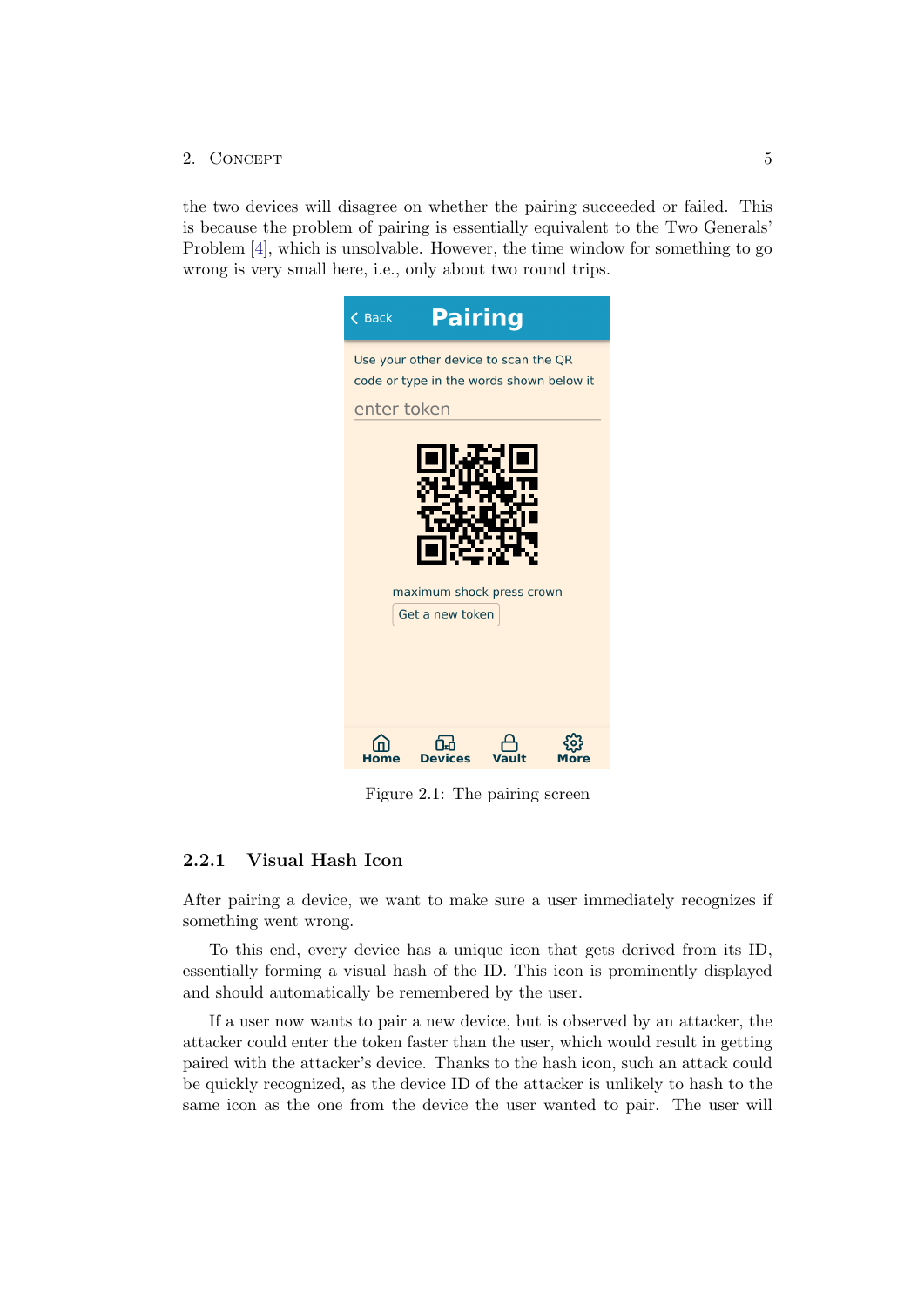the two devices will disagree on whether the pairing succeeded or failed. This is because the problem of pairing is essentially equivalent to the Two Generals' Problem [4], which is unsolvable. However, the time window for something to go wrong is very small here, i.e., only about two round trips.

Figure 2.1: The pairing screen

### 2.2.1 Visual Hash Icon

After pairing a device, we want to make sure a user immediately recognizes if something went wrong.

To this end, every device has a unique icon that gets derived from its ID, essentially forming a visual hash of the ID. This icon is prominently displayed and should automatically be remembered by the user.

If a user now wants to pair a new device, but is observed by an attacker, the attacker could enter the token faster than the user, which would result in getting paired with the attacker's device. Thanks to the hash icon, such an attack could be quickly recognized, as the device ID of the attacker is unlikely to hash to the same icon as the one from the device the user wanted to pair. The user will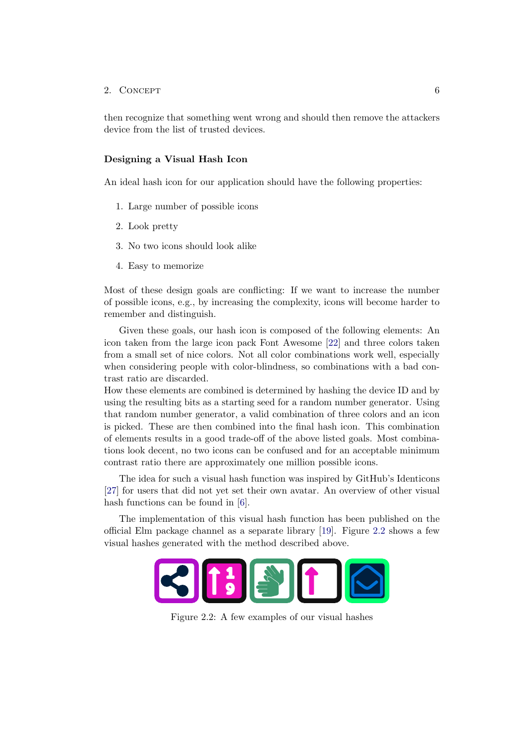then recognize that something went wrong and should then remove the attackers device from the list of trusted devices.

### Designing a Visual Hash Icon

An ideal hash icon for our application should have the following properties:

1. Large number of possible icons
2. Look pretty
3. No two icons should look alike
4. Easy to memorize

Most of these design goals are conflicting: If we want to increase the number of possible icons, e.g., by increasing the complexity, icons will become harder to remember and distinguish.

Given these goals, our hash icon is composed of the following elements: An icon taken from the large icon pack Font Awesome [22] and three colors taken from a small set of nice colors. Not all color combinations work well, especially when considering people with color-blindness, so combinations with a bad contrast ratio are discarded.
How these elements are combined is determined by hashing the device ID and by using the resulting bits as a starting seed for a random number generator. Using that random number generator, a valid combination of three colors and an icon is picked. These are then combined into the final hash icon. This combination of elements results in a good trade-off of the above listed goals. Most combinations look decent, no two icons can be confused and for an acceptable minimum contrast ratio there are approximately one million possible icons.

The idea for such a visual hash function was inspired by GitHub's Identicons [27] for users that did not yet set their own avatar. An overview of other visual hash functions can be found in [6].

The implementation of this visual hash function has been published on the official Elm package channel as a separate library [19]. Figure 2.2 shows a few visual hashes generated with the method described above.

Figure 2.2: A few examples of our visual hashes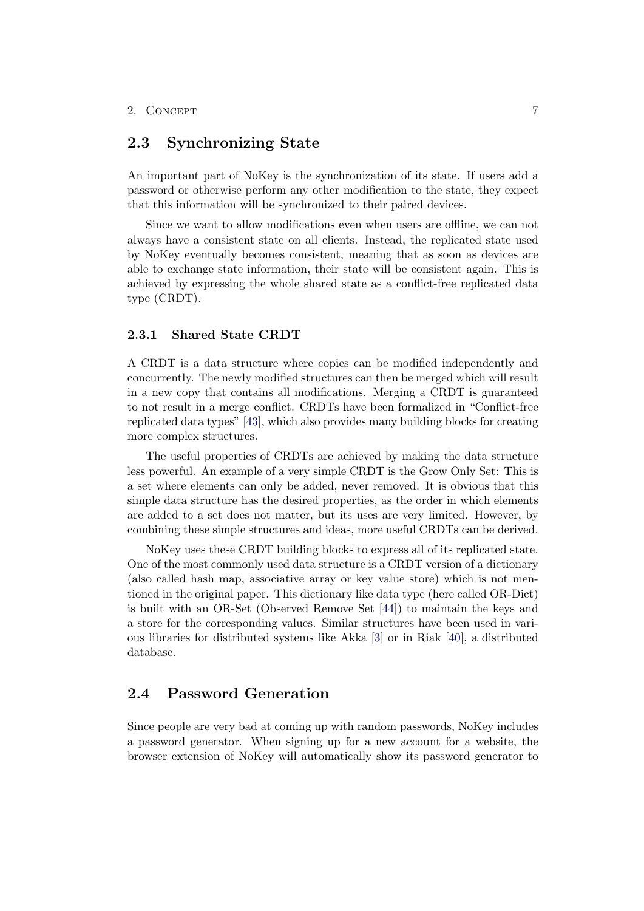## 2.3 Synchronizing State

An important part of NoKey is the synchronization of its state. If users add a password or otherwise perform any other modification to the state, they expect that this information will be synchronized to their paired devices.

Since we want to allow modifications even when users are offline, we can not always have a consistent state on all clients. Instead, the replicated state used by NoKey eventually becomes consistent, meaning that as soon as devices are able to exchange state information, their state will be consistent again. This is achieved by expressing the whole shared state as a conflict-free replicated data type (CRDT).

### 2.3.1 Shared State CRDT

A CRDT is a data structure where copies can be modified independently and concurrently. The newly modified structures can then be merged which will result in a new copy that contains all modifications. Merging a CRDT is guaranteed to not result in a merge conflict. CRDTs have been formalized in "Conflict-free replicated data types" [43], which also provides many building blocks for creating more complex structures.

The useful properties of CRDTs are achieved by making the data structure less powerful. An example of a very simple CRDT is the Grow Only Set: This is a set where elements can only be added, never removed. It is obvious that this simple data structure has the desired properties, as the order in which elements are added to a set does not matter, but its uses are very limited. However, by combining these simple structures and ideas, more useful CRDTs can be derived.

NoKey uses these CRDT building blocks to express all of its replicated state. One of the most commonly used data structure is a CRDT version of a dictionary (also called hash map, associative array or key value store) which is not mentioned in the original paper. This dictionary like data type (here called OR-Dict) is built with an OR-Set (Observed Remove Set [44]) to maintain the keys and a store for the corresponding values. Similar structures have been used in various libraries for distributed systems like Akka [3] or in Riak [40], a distributed database.

## 2.4 Password Generation

Since people are very bad at coming up with random passwords, NoKey includes a password generator. When signing up for a new account for a website, the browser extension of NoKey will automatically show its password generator to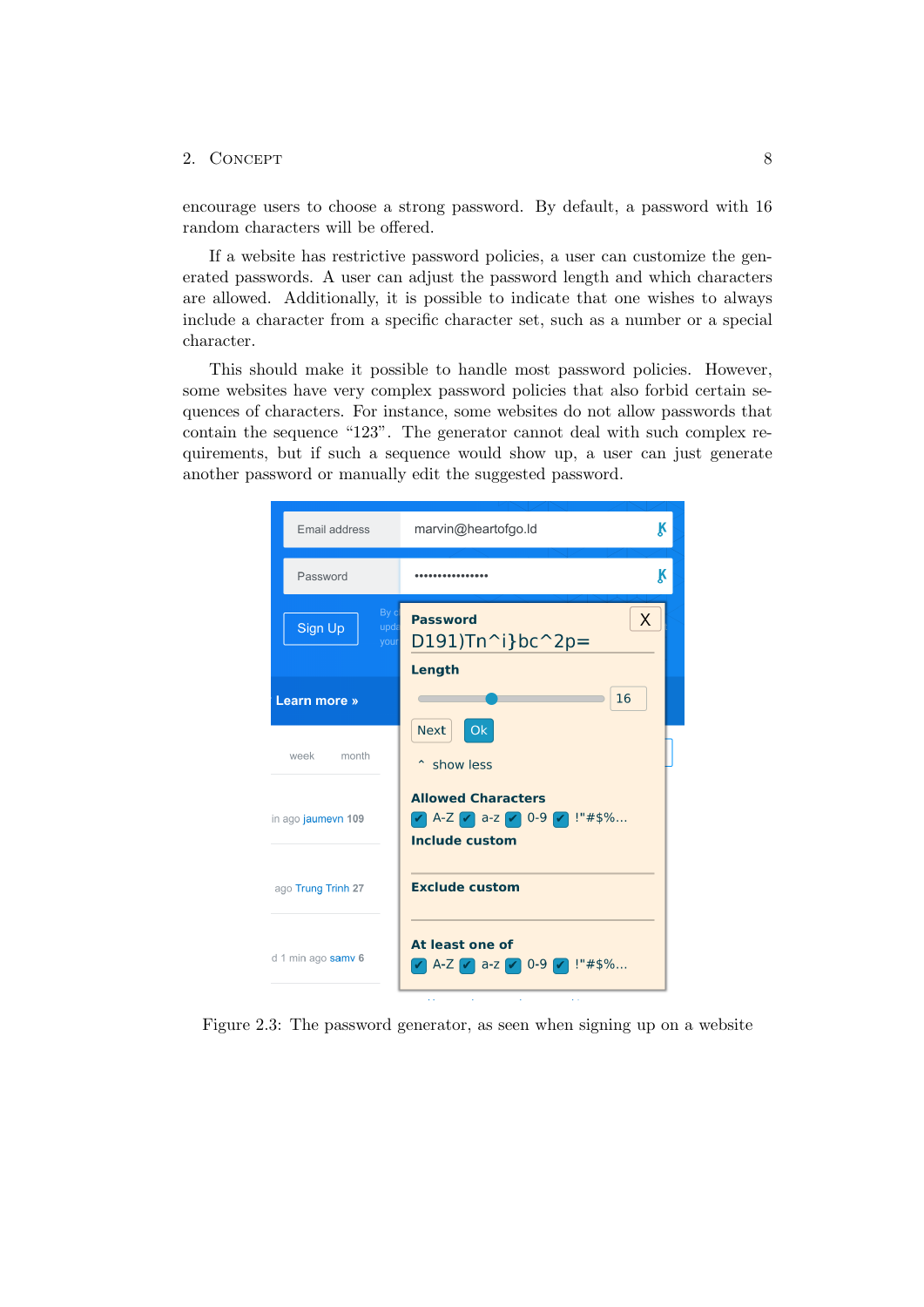encourage users to choose a strong password. By default, a password with 16 random characters will be offered.

If a website has restrictive password policies, a user can customize the generated passwords. A user can adjust the password length and which characters are allowed. Additionally, it is possible to indicate that one wishes to always include a character from a specific character set, such as a number or a special character.

This should make it possible to handle most password policies. However, some websites have very complex password policies that also forbid certain sequences of characters. For instance, some websites do not allow passwords that contain the sequence "123". The generator cannot deal with such complex requirements, but if such a sequence would show up, a user can just generate another password or manually edit the suggested password.

Figure 2.3: The password generator, as seen when signing up on a website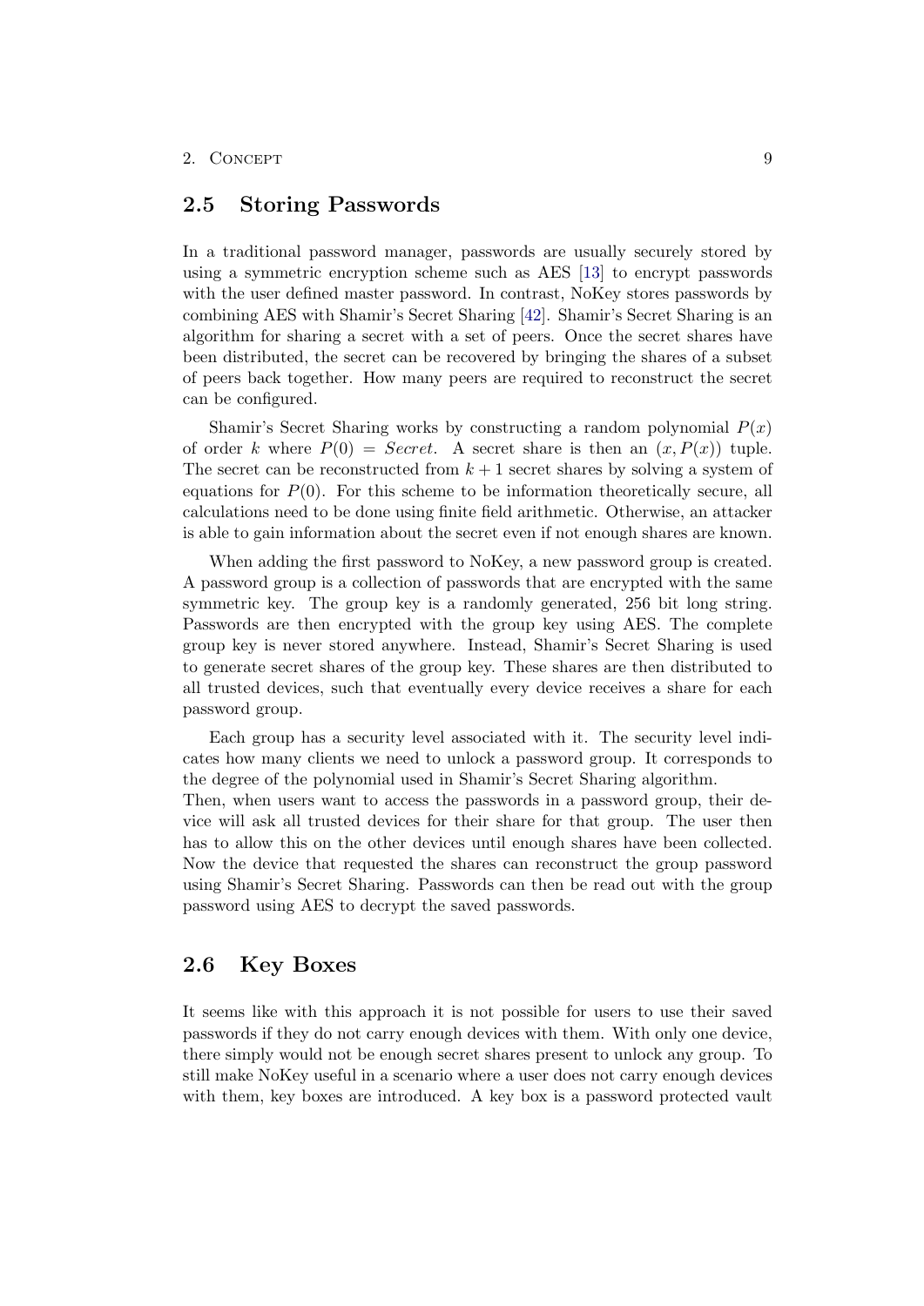## 2.5 Storing Passwords

In a traditional password manager, passwords are usually securely stored by using a symmetric encryption scheme such as AES [13] to encrypt passwords with the user defined master password. In contrast, NoKey stores passwords by combining AES with Shamir's Secret Sharing [42]. Shamir's Secret Sharing is an algorithm for sharing a secret with a set of peers. Once the secret shares have been distributed, the secret can be recovered by bringing the shares of a subset of peers back together. How many peers are required to reconstruct the secret can be configured.

Shamir's Secret Sharing works by constructing a random polynomial $P(x)$ of order $k$ where $P(0) = Secret$. A secret share is then an $(x, P(x))$ tuple. The secret can be reconstructed from $k+1$ secret shares by solving a system of equations for $P(0)$. For this scheme to be information theoretically secure, all calculations need to be done using finite field arithmetic. Otherwise, an attacker is able to gain information about the secret even if not enough shares are known.

When adding the first password to NoKey, a new password group is created. A password group is a collection of passwords that are encrypted with the same symmetric key. The group key is a randomly generated, 256 bit long string. Passwords are then encrypted with the group key using AES. The complete group key is never stored anywhere. Instead, Shamir's Secret Sharing is used to generate secret shares of the group key. These shares are then distributed to all trusted devices, such that eventually every device receives a share for each password group.

Each group has a security level associated with it. The security level indicates how many clients we need to unlock a password group. It corresponds to the degree of the polynomial used in Shamir's Secret Sharing algorithm.
Then, when users want to access the passwords in a password group, their device will ask all trusted devices for their share for that group. The user then has to allow this on the other devices until enough shares have been collected. Now the device that requested the shares can reconstruct the group password using Shamir's Secret Sharing. Passwords can then be read out with the group password using AES to decrypt the saved passwords.

## 2.6 Key Boxes

It seems like with this approach it is not possible for users to use their saved passwords if they do not carry enough devices with them. With only one device, there simply would not be enough secret shares present to unlock any group. To still make NoKey useful in a scenario where a user does not carry enough devices with them, key boxes are introduced. A key box is a password protected vault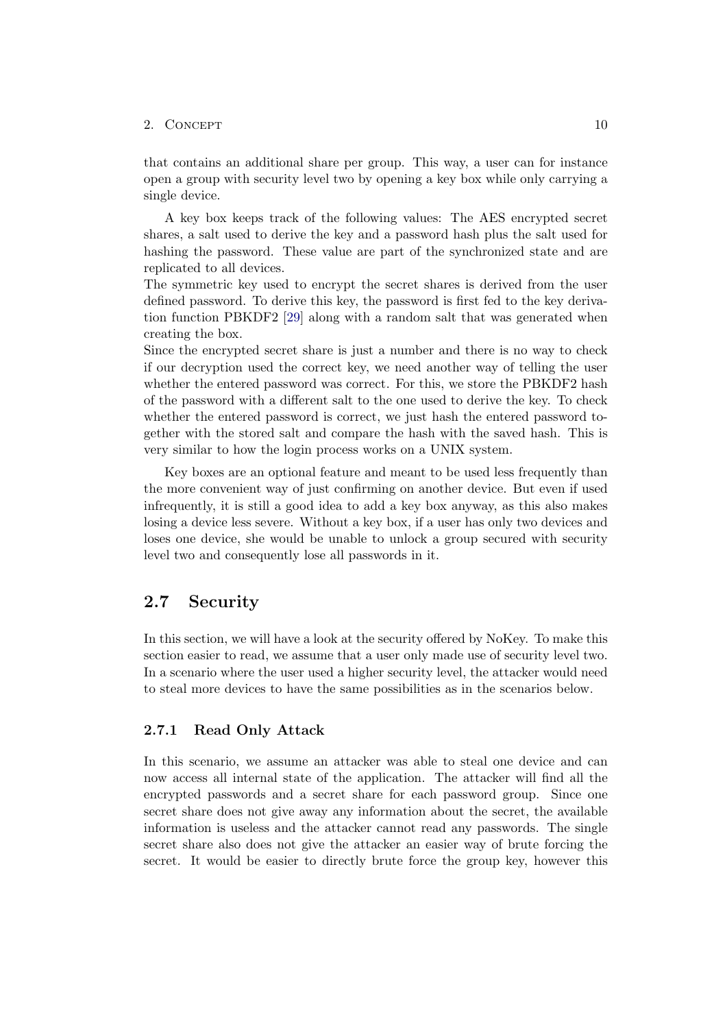that contains an additional share per group. This way, a user can for instance open a group with security level two by opening a key box while only carrying a single device.

A key box keeps track of the following values: The AES encrypted secret shares, a salt used to derive the key and a password hash plus the salt used for hashing the password. These value are part of the synchronized state and are replicated to all devices.
The symmetric key used to encrypt the secret shares is derived from the user defined password. To derive this key, the password is first fed to the key derivation function PBKDF2 [29] along with a random salt that was generated when creating the box.
Since the encrypted secret share is just a number and there is no way to check if our decryption used the correct key, we need another way of telling the user whether the entered password was correct. For this, we store the PBKDF2 hash of the password with a different salt to the one used to derive the key. To check whether the entered password is correct, we just hash the entered password together with the stored salt and compare the hash with the saved hash. This is very similar to how the login process works on a UNIX system.

Key boxes are an optional feature and meant to be used less frequently than the more convenient way of just confirming on another device. But even if used infrequently, it is still a good idea to add a key box anyway, as this also makes losing a device less severe. Without a key box, if a user has only two devices and loses one device, she would be unable to unlock a group secured with security level two and consequently lose all passwords in it.

## 2.7 Security

In this section, we will have a look at the security offered by NoKey. To make this section easier to read, we assume that a user only made use of security level two. In a scenario where the user used a higher security level, the attacker would need to steal more devices to have the same possibilities as in the scenarios below.

### 2.7.1 Read Only Attack

In this scenario, we assume an attacker was able to steal one device and can now access all internal state of the application. The attacker will find all the encrypted passwords and a secret share for each password group. Since one secret share does not give away any information about the secret, the available information is useless and the attacker cannot read any passwords. The single secret share also does not give the attacker an easier way of brute forcing the secret. It would be easier to directly brute force the group key, however this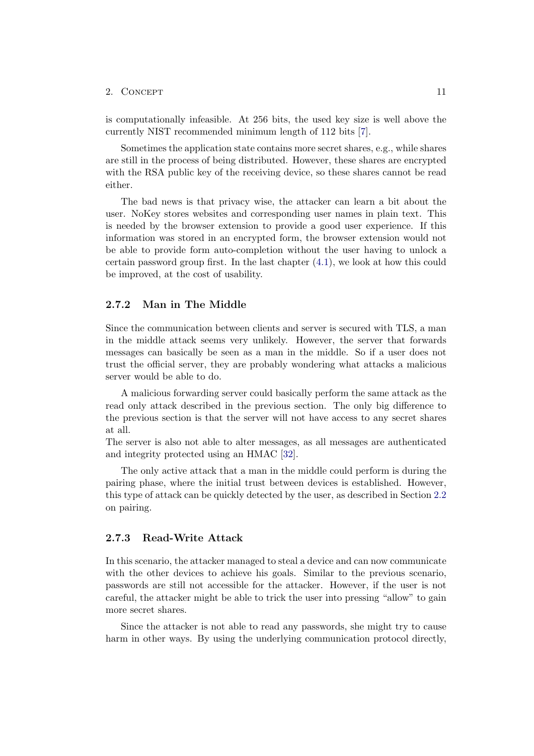is computationally infeasible. At 256 bits, the used key size is well above the currently NIST recommended minimum length of 112 bits [7].

Sometimes the application state contains more secret shares, e.g., while shares are still in the process of being distributed. However, these shares are encrypted with the RSA public key of the receiving device, so these shares cannot be read either.

The bad news is that privacy wise, the attacker can learn a bit about the user. NoKey stores websites and corresponding user names in plain text. This is needed by the browser extension to provide a good user experience. If this information was stored in an encrypted form, the browser extension would not be able to provide form auto-completion without the user having to unlock a certain password group first. In the last chapter (4.1), we look at how this could be improved, at the cost of usability.

### 2.7.2 Man in The Middle

Since the communication between clients and server is secured with TLS, a man in the middle attack seems very unlikely. However, the server that forwards messages can basically be seen as a man in the middle. So if a user does not trust the official server, they are probably wondering what attacks a malicious server would be able to do.

A malicious forwarding server could basically perform the same attack as the read only attack described in the previous section. The only big difference to the previous section is that the server will not have access to any secret shares at all.
The server is also not able to alter messages, as all messages are authenticated and integrity protected using an HMAC [32].

The only active attack that a man in the middle could perform is during the pairing phase, where the initial trust between devices is established. However, this type of attack can be quickly detected by the user, as described in Section 2.2 on pairing.

### 2.7.3 Read-Write Attack

In this scenario, the attacker managed to steal a device and can now communicate with the other devices to achieve his goals. Similar to the previous scenario, passwords are still not accessible for the attacker. However, if the user is not careful, the attacker might be able to trick the user into pressing "allow" to gain more secret shares.

Since the attacker is not able to read any passwords, she might try to cause harm in other ways. By using the underlying communication protocol directly,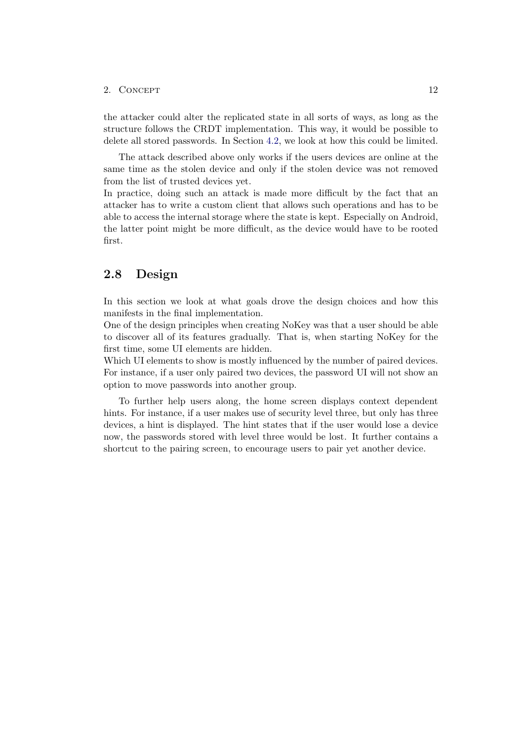the attacker could alter the replicated state in all sorts of ways, as long as the structure follows the CRDT implementation. This way, it would be possible to delete all stored passwords. In Section 4.2, we look at how this could be limited.

The attack described above only works if the users devices are online at the same time as the stolen device and only if the stolen device was not removed from the list of trusted devices yet.
In practice, doing such an attack is made more difficult by the fact that an attacker has to write a custom client that allows such operations and has to be able to access the internal storage where the state is kept. Especially on Android, the latter point might be more difficult, as the device would have to be rooted first.

## 2.8 Design

In this section we look at what goals drove the design choices and how this manifests in the final implementation.
One of the design principles when creating NoKey was that a user should be able to discover all of its features gradually. That is, when starting NoKey for the first time, some UI elements are hidden.
Which UI elements to show is mostly influenced by the number of paired devices. For instance, if a user only paired two devices, the password UI will not show an option to move passwords into another group.

To further help users along, the home screen displays context dependent hints. For instance, if a user makes use of security level three, but only has three devices, a hint is displayed. The hint states that if the user would lose a device now, the passwords stored with level three would be lost. It further contains a shortcut to the pairing screen, to encourage users to pair yet another device.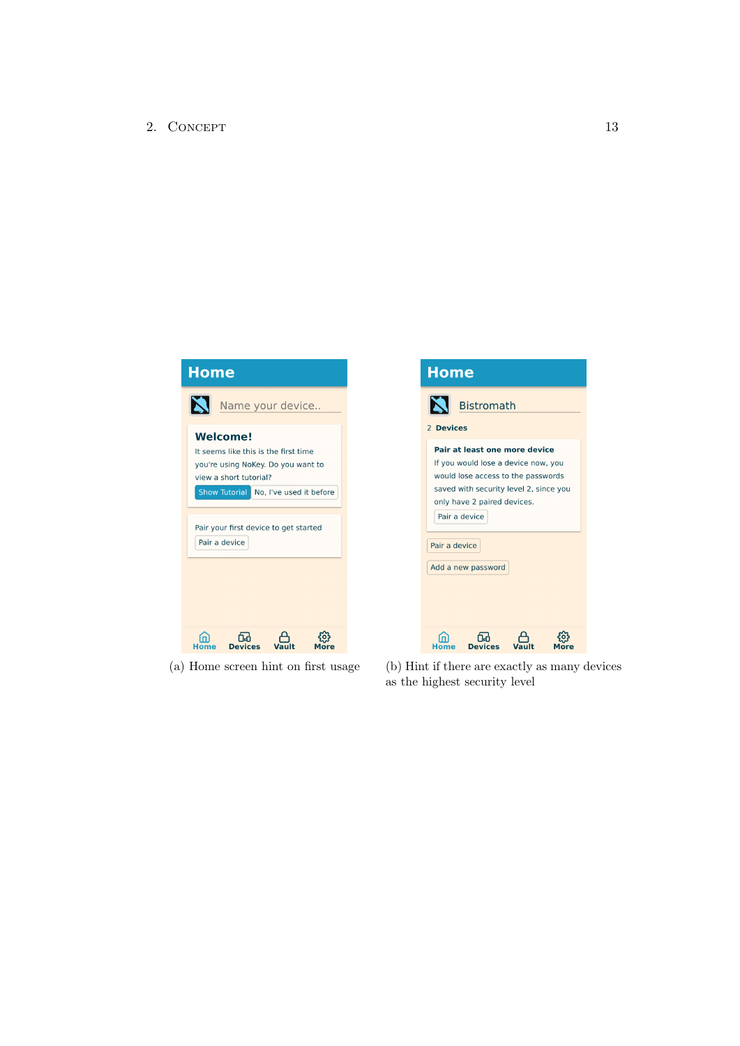(a) Home screen hint on first usage

(b) Hint if there are exactly as many devices as the highest security level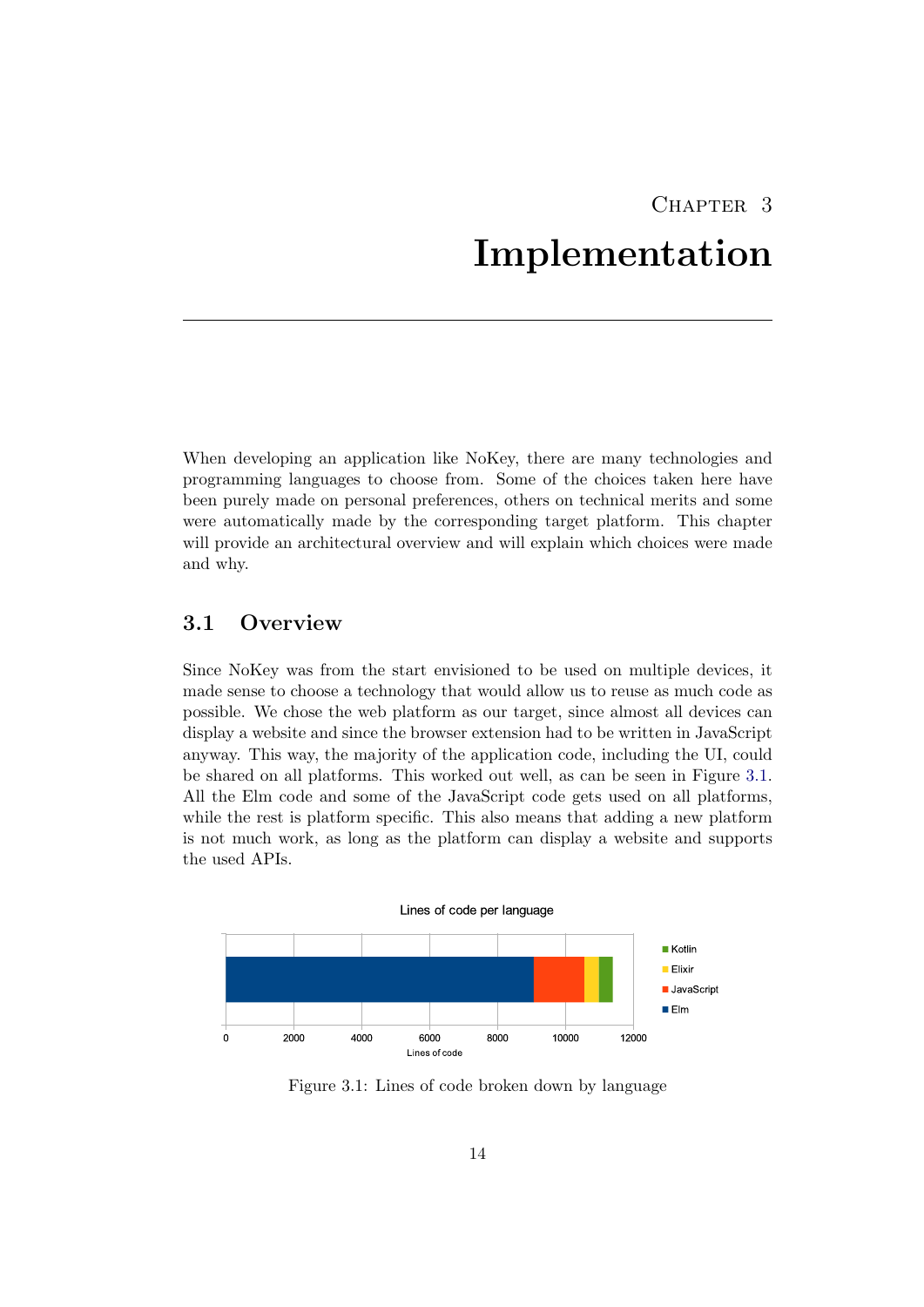# Chapter 3

# Implementation

When developing an application like NoKey, there are many technologies and programming languages to choose from. Some of the choices taken here have been purely made on personal preferences, others on technical merits and some were automatically made by the corresponding target platform. This chapter will provide an architectural overview and will explain which choices were made and why.

## 3.1 Overview

Since NoKey was from the start envisioned to be used on multiple devices, it made sense to choose a technology that would allow us to reuse as much code as possible. We chose the web platform as our target, since almost all devices can display a website and since the browser extension had to be written in JavaScript anyway. This way, the majority of the application code, including the UI, could be shared on all platforms. This worked out well, as can be seen in Figure 3.1. All the Elm code and some of the JavaScript code gets used on all platforms, while the rest is platform specific. This also means that adding a new platform is not much work, as long as the platform can display a website and supports the used APIs.

Figure 3.1: Lines of code broken down by language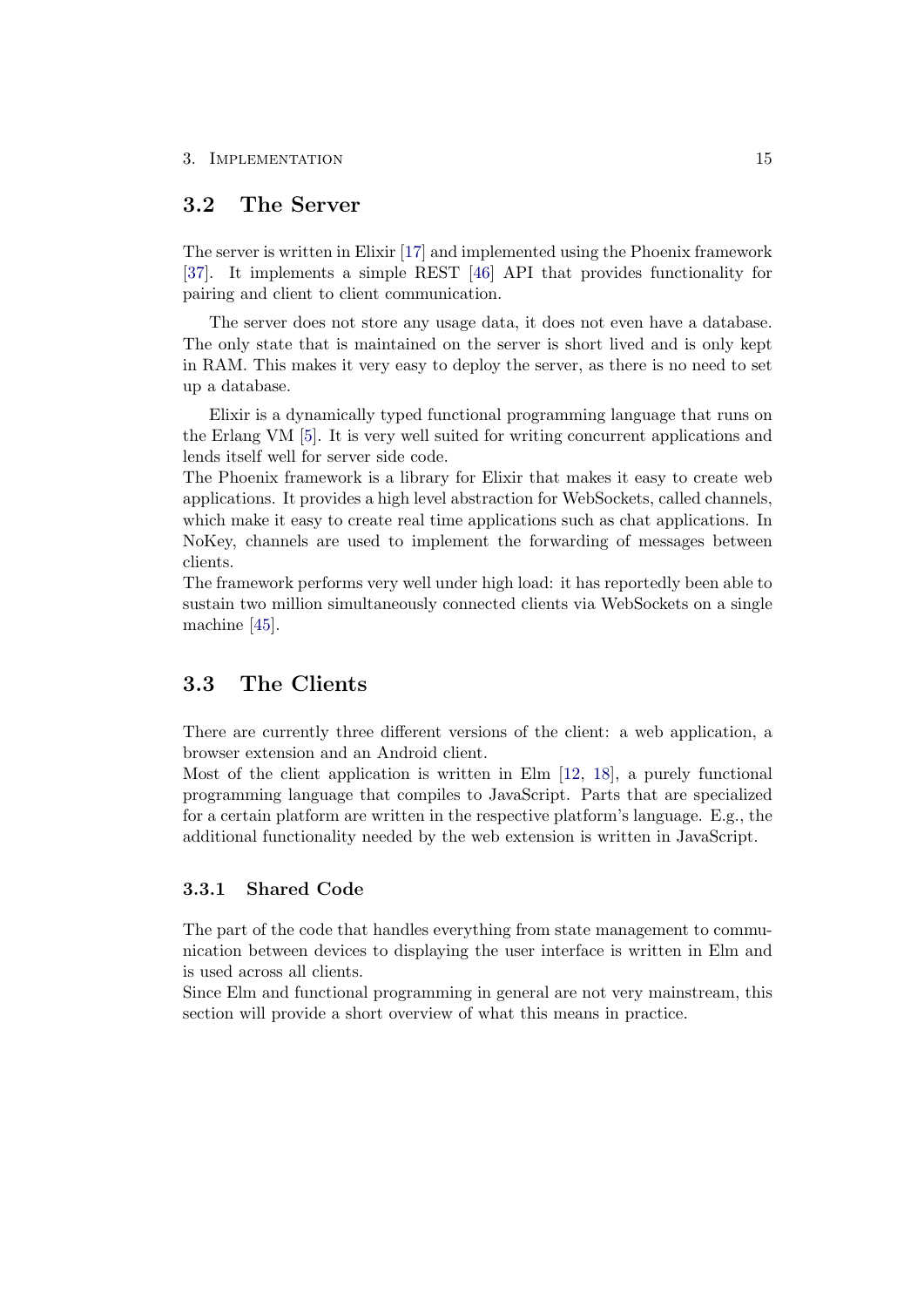## 3.2 The Server

The server is written in Elixir [17] and implemented using the Phoenix framework [37]. It implements a simple REST [46] API that provides functionality for pairing and client to client communication.

The server does not store any usage data, it does not even have a database. The only state that is maintained on the server is short lived and is only kept in RAM. This makes it very easy to deploy the server, as there is no need to set up a database.

Elixir is a dynamically typed functional programming language that runs on the Erlang VM [5]. It is very well suited for writing concurrent applications and lends itself well for server side code.
The Phoenix framework is a library for Elixir that makes it easy to create web applications. It provides a high level abstraction for WebSockets, called channels, which make it easy to create real time applications such as chat applications. In NoKey, channels are used to implement the forwarding of messages between clients.
The framework performs very well under high load: it has reportedly been able to sustain two million simultaneously connected clients via WebSockets on a single machine [45].

## 3.3 The Clients

There are currently three different versions of the client: a web application, a browser extension and an Android client.
Most of the client application is written in Elm [12, 18], a purely functional programming language that compiles to JavaScript. Parts that are specialized for a certain platform are written in the respective platform's language. E.g., the additional functionality needed by the web extension is written in JavaScript.

### 3.3.1 Shared Code

The part of the code that handles everything from state management to communication between devices to displaying the user interface is written in Elm and is used across all clients.
Since Elm and functional programming in general are not very mainstream, this section will provide a short overview of what this means in practice.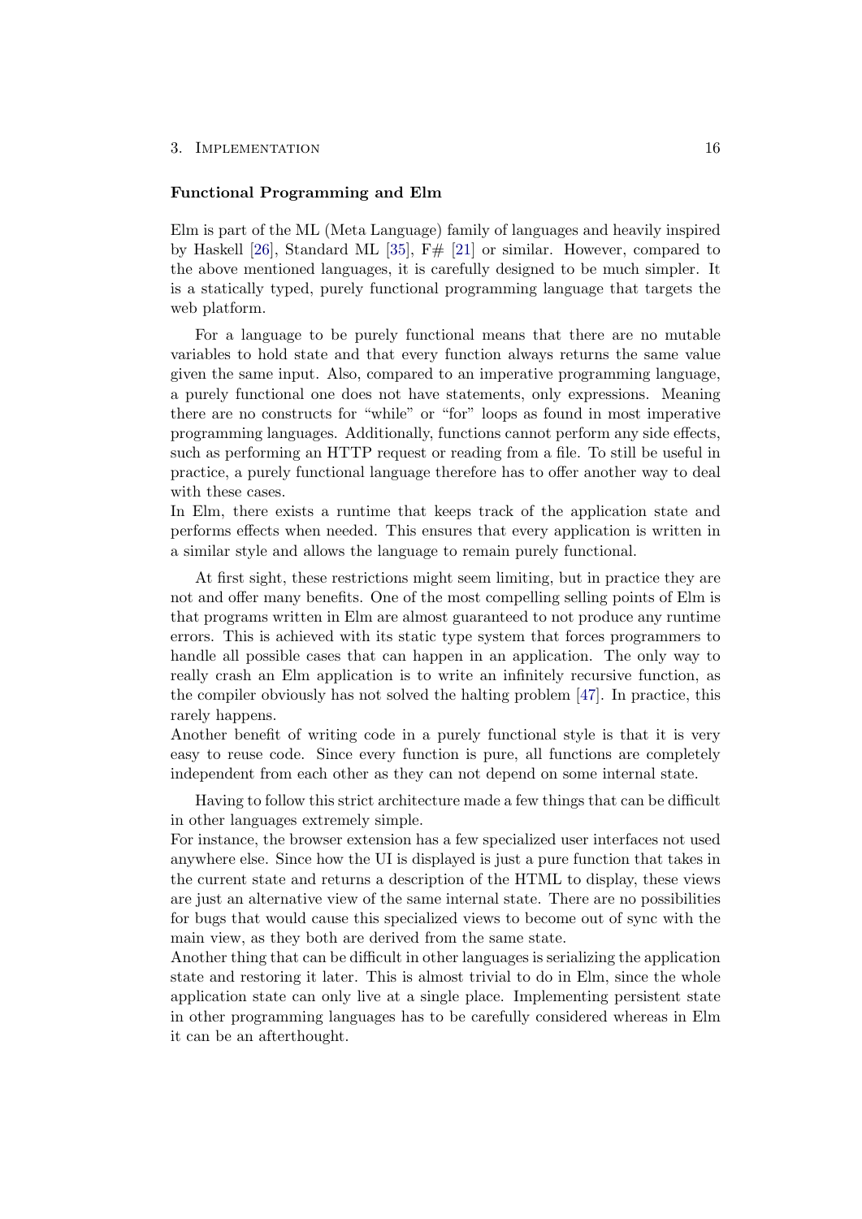### Functional Programming and Elm

Elm is part of the ML (Meta Language) family of languages and heavily inspired by Haskell [26], Standard ML [35], F# [21] or similar. However, compared to the above mentioned languages, it is carefully designed to be much simpler. It is a statically typed, purely functional programming language that targets the web platform.

For a language to be purely functional means that there are no mutable variables to hold state and that every function always returns the same value given the same input. Also, compared to an imperative programming language, a purely functional one does not have statements, only expressions. Meaning there are no constructs for "while" or "for" loops as found in most imperative programming languages. Additionally, functions cannot perform any side effects, such as performing an HTTP request or reading from a file. To still be useful in practice, a purely functional language therefore has to offer another way to deal with these cases.
In Elm, there exists a runtime that keeps track of the application state and performs effects when needed. This ensures that every application is written in a similar style and allows the language to remain purely functional.

At first sight, these restrictions might seem limiting, but in practice they are not and offer many benefits. One of the most compelling selling points of Elm is that programs written in Elm are almost guaranteed to not produce any runtime errors. This is achieved with its static type system that forces programmers to handle all possible cases that can happen in an application. The only way to really crash an Elm application is to write an infinitely recursive function, as the compiler obviously has not solved the halting problem [47]. In practice, this rarely happens.
Another benefit of writing code in a purely functional style is that it is very easy to reuse code. Since every function is pure, all functions are completely independent from each other as they can not depend on some internal state.

Having to follow this strict architecture made a few things that can be difficult in other languages extremely simple.
For instance, the browser extension has a few specialized user interfaces not used anywhere else. Since how the UI is displayed is just a pure function that takes in the current state and returns a description of the HTML to display, these views are just an alternative view of the same internal state. There are no possibilities for bugs that would cause this specialized views to become out of sync with the main view, as they both are derived from the same state.
Another thing that can be difficult in other languages is serializing the application state and restoring it later. This is almost trivial to do in Elm, since the whole application state can only live at a single place. Implementing persistent state in other programming languages has to be carefully considered whereas in Elm it can be an afterthought.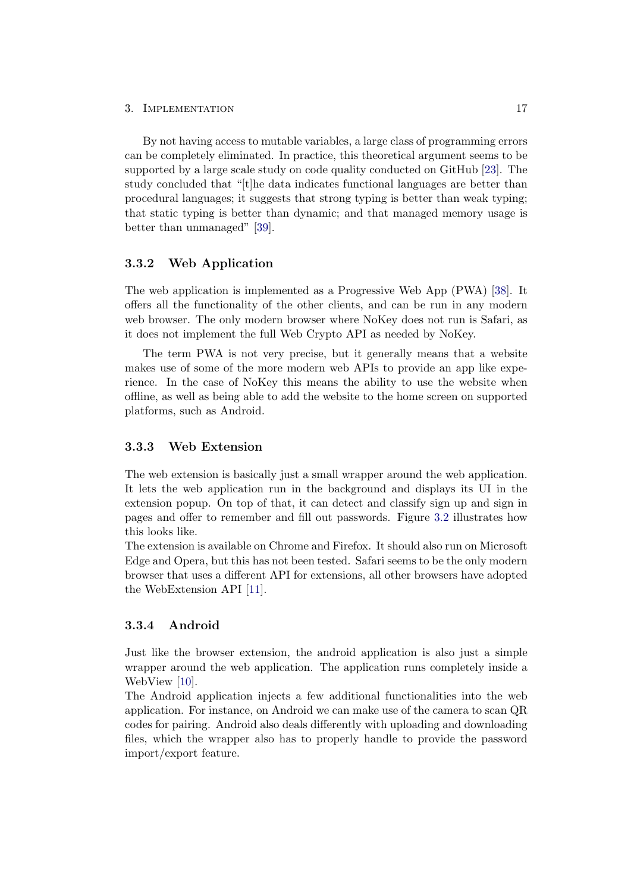By not having access to mutable variables, a large class of programming errors can be completely eliminated. In practice, this theoretical argument seems to be supported by a large scale study on code quality conducted on GitHub [23]. The study concluded that "[t]he data indicates functional languages are better than procedural languages; it suggests that strong typing is better than weak typing; that static typing is better than dynamic; and that managed memory usage is better than unmanaged" [39].

### 3.3.2 Web Application

The web application is implemented as a Progressive Web App (PWA) [38]. It offers all the functionality of the other clients, and can be run in any modern web browser. The only modern browser where NoKey does not run is Safari, as it does not implement the full Web Crypto API as needed by NoKey.

The term PWA is not very precise, but it generally means that a website makes use of some of the more modern web APIs to provide an app like experience. In the case of NoKey this means the ability to use the website when offline, as well as being able to add the website to the home screen on supported platforms, such as Android.

### 3.3.3 Web Extension

The web extension is basically just a small wrapper around the web application. It lets the web application run in the background and displays its UI in the extension popup. On top of that, it can detect and classify sign up and sign in pages and offer to remember and fill out passwords. Figure 3.2 illustrates how this looks like.

The extension is available on Chrome and Firefox. It should also run on Microsoft Edge and Opera, but this has not been tested. Safari seems to be the only modern browser that uses a different API for extensions, all other browsers have adopted the WebExtension API [11].

### 3.3.4 Android

Just like the browser extension, the android application is also just a simple wrapper around the web application. The application runs completely inside a WebView [10].

The Android application injects a few additional functionalities into the web application. For instance, on Android we can make use of the camera to scan QR codes for pairing. Android also deals differently with uploading and downloading files, which the wrapper also has to properly handle to provide the password import/export feature.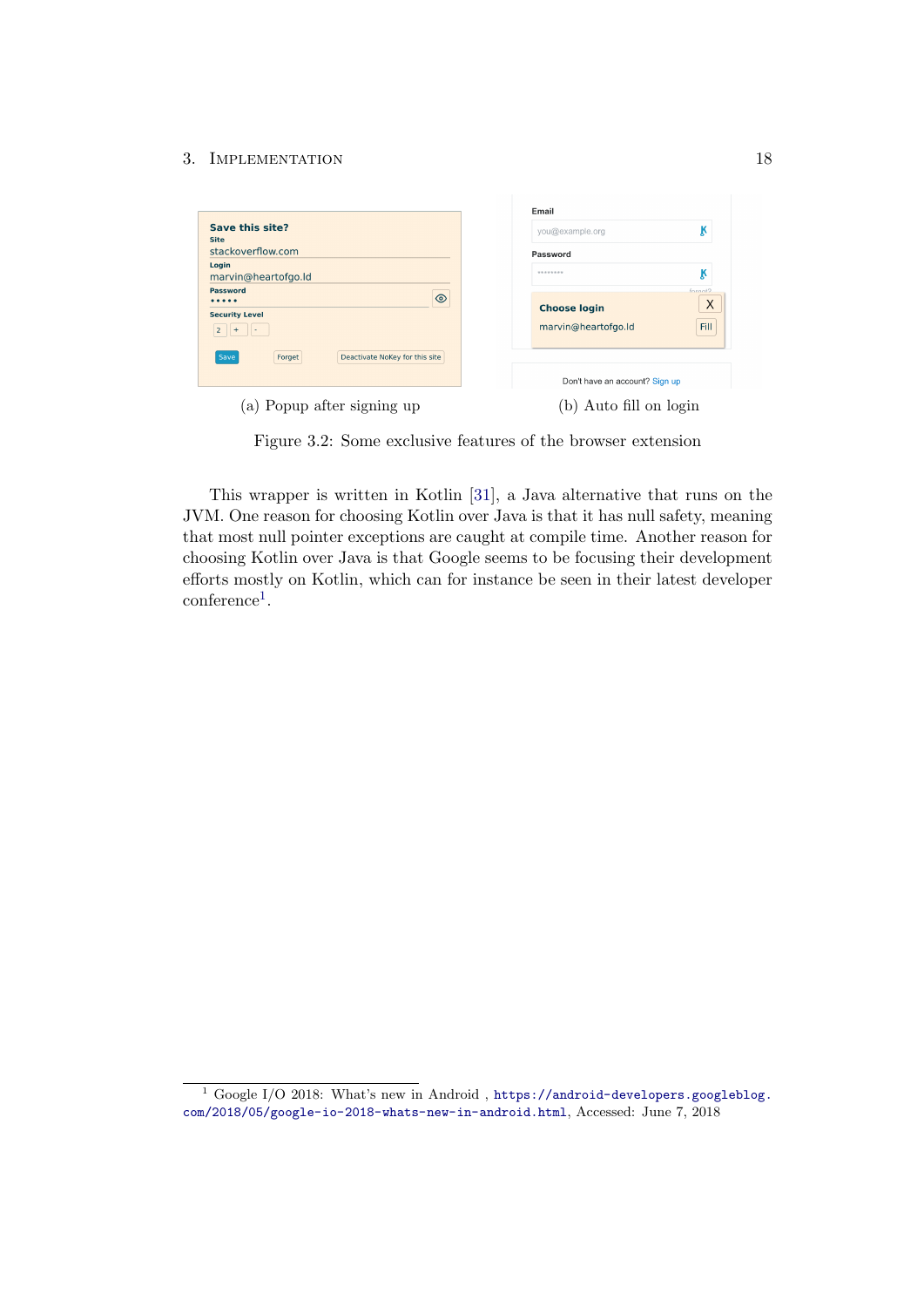(a) Popup after signing up

(b) Auto fill on login

Figure 3.2: Some exclusive features of the browser extension

This wrapper is written in Kotlin [31], a Java alternative that runs on the JVM. One reason for choosing Kotlin over Java is that it has null safety, meaning that most null pointer exceptions are caught at compile time. Another reason for choosing Kotlin over Java is that Google seems to be focusing their development efforts mostly on Kotlin, which can for instance be seen in their latest developer conference[1].

[1] Google I/O 2018: What's new in Android , https://android-developers.googleblog.com/2018/05/google-io-2018-whats-new-in-android.html, Accessed: June 7, 2018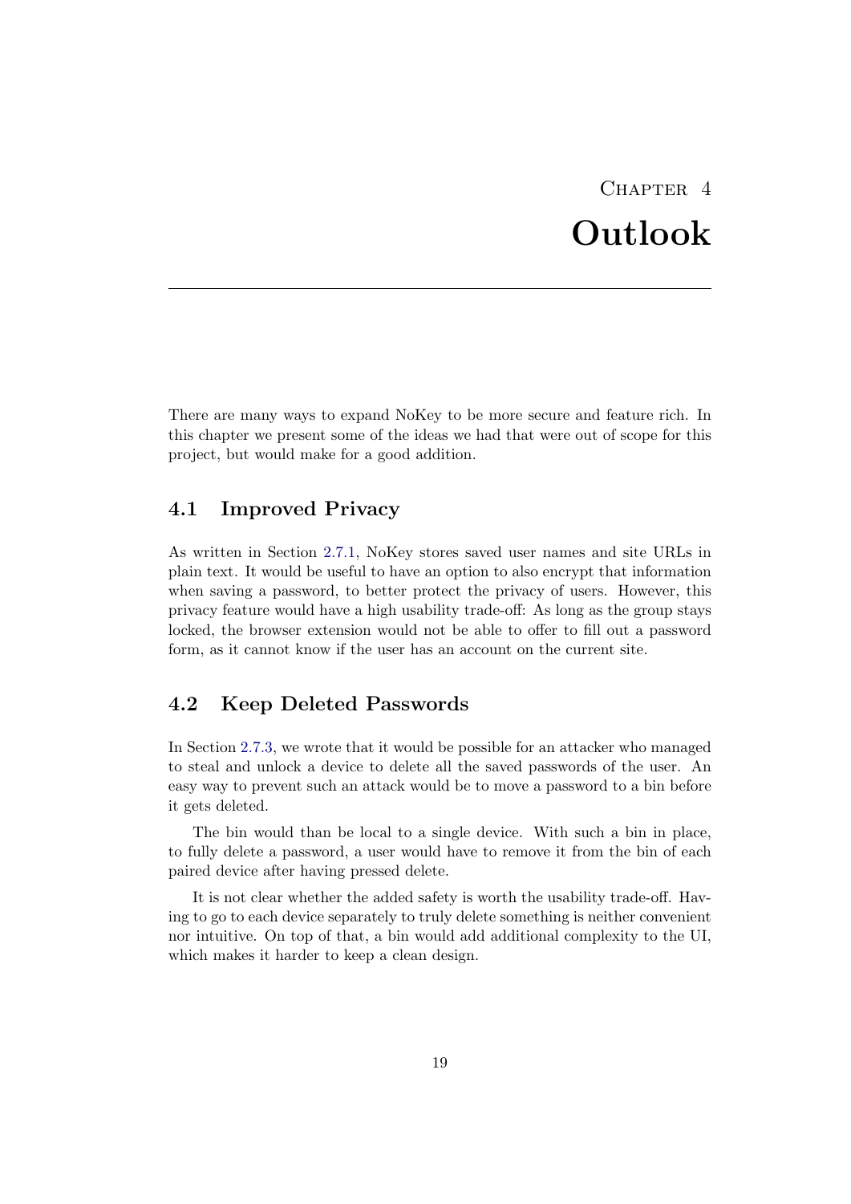# Chapter 4
# Outlook

There are many ways to expand NoKey to be more secure and feature rich. In this chapter we present some of the ideas we had that were out of scope for this project, but would make for a good addition.

## 4.1 Improved Privacy

As written in Section 2.7.1, NoKey stores saved user names and site URLs in plain text. It would be useful to have an option to also encrypt that information when saving a password, to better protect the privacy of users. However, this privacy feature would have a high usability trade-off: As long as the group stays locked, the browser extension would not be able to offer to fill out a password form, as it cannot know if the user has an account on the current site.

## 4.2 Keep Deleted Passwords

In Section 2.7.3, we wrote that it would be possible for an attacker who managed to steal and unlock a device to delete all the saved passwords of the user. An easy way to prevent such an attack would be to move a password to a bin before it gets deleted.

The bin would than be local to a single device. With such a bin in place, to fully delete a password, a user would have to remove it from the bin of each paired device after having pressed delete.

It is not clear whether the added safety is worth the usability trade-off. Having to go to each device separately to truly delete something is neither convenient nor intuitive. On top of that, a bin would add additional complexity to the UI, which makes it harder to keep a clean design.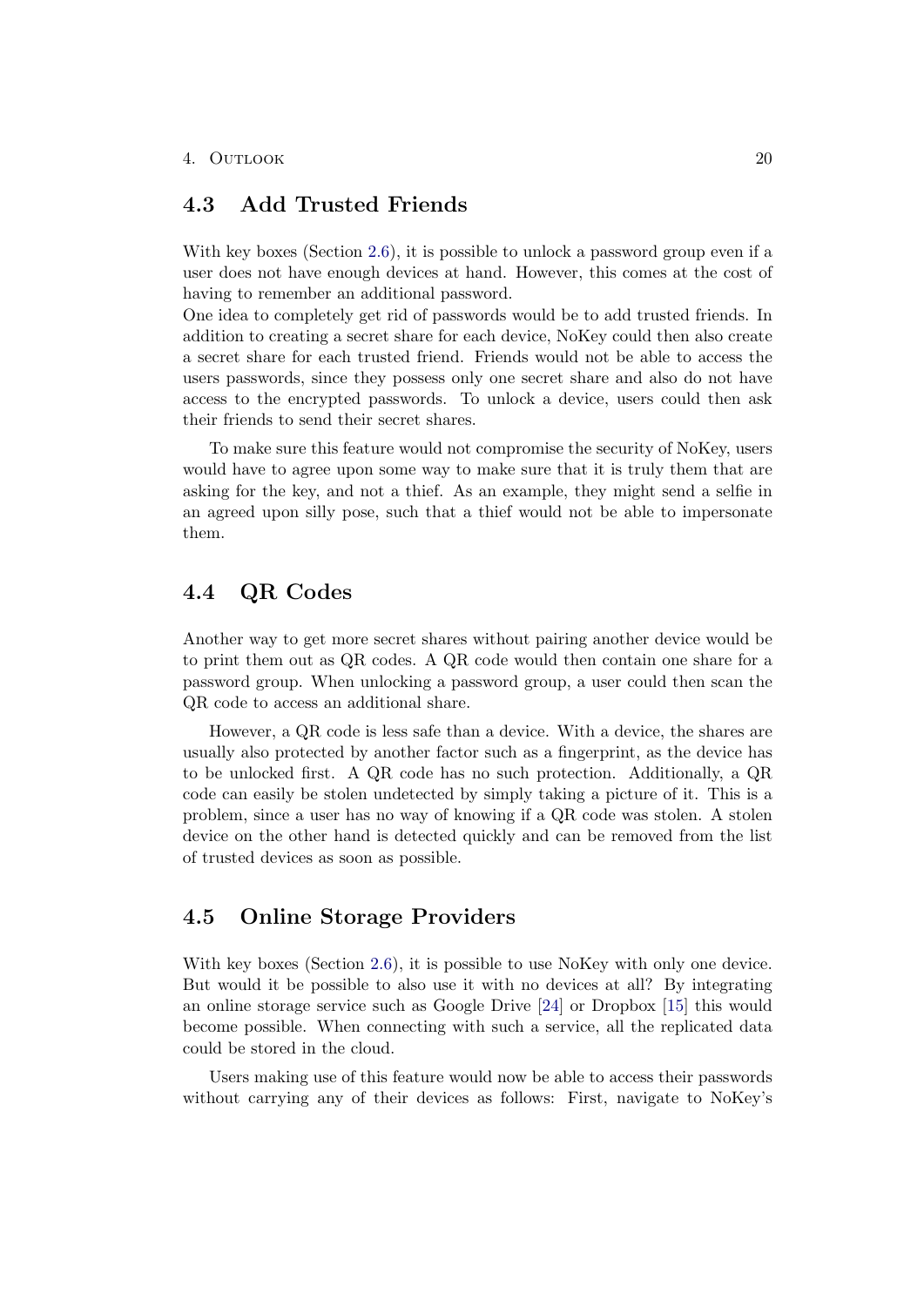## 4.3 Add Trusted Friends

With key boxes (Section 2.6), it is possible to unlock a password group even if a user does not have enough devices at hand. However, this comes at the cost of having to remember an additional password.
One idea to completely get rid of passwords would be to add trusted friends. In addition to creating a secret share for each device, NoKey could then also create a secret share for each trusted friend. Friends would not be able to access the users passwords, since they possess only one secret share and also do not have access to the encrypted passwords. To unlock a device, users could then ask their friends to send their secret shares.

To make sure this feature would not compromise the security of NoKey, users would have to agree upon some way to make sure that it is truly them that are asking for the key, and not a thief. As an example, they might send a selfie in an agreed upon silly pose, such that a thief would not be able to impersonate them.

## 4.4 QR Codes

Another way to get more secret shares without pairing another device would be to print them out as QR codes. A QR code would then contain one share for a password group. When unlocking a password group, a user could then scan the QR code to access an additional share.

However, a QR code is less safe than a device. With a device, the shares are usually also protected by another factor such as a fingerprint, as the device has to be unlocked first. A QR code has no such protection. Additionally, a QR code can easily be stolen undetected by simply taking a picture of it. This is a problem, since a user has no way of knowing if a QR code was stolen. A stolen device on the other hand is detected quickly and can be removed from the list of trusted devices as soon as possible.

## 4.5 Online Storage Providers

With key boxes (Section 2.6), it is possible to use NoKey with only one device. But would it be possible to also use it with no devices at all? By integrating an online storage service such as Google Drive [24] or Dropbox [15] this would become possible. When connecting with such a service, all the replicated data could be stored in the cloud.

Users making use of this feature would now be able to access their passwords without carrying any of their devices as follows: First, navigate to NoKey's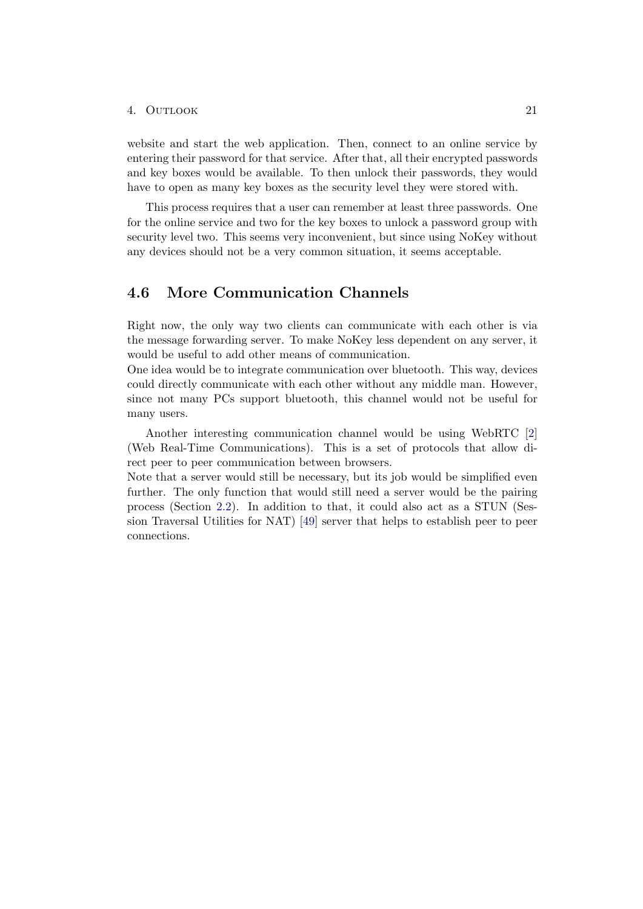website and start the web application. Then, connect to an online service by entering their password for that service. After that, all their encrypted passwords and key boxes would be available. To then unlock their passwords, they would have to open as many key boxes as the security level they were stored with.

This process requires that a user can remember at least three passwords. One for the online service and two for the key boxes to unlock a password group with security level two. This seems very inconvenient, but since using NoKey without any devices should not be a very common situation, it seems acceptable.

## 4.6 More Communication Channels

Right now, the only way two clients can communicate with each other is via the message forwarding server. To make NoKey less dependent on any server, it would be useful to add other means of communication.

One idea would be to integrate communication over bluetooth. This way, devices could directly communicate with each other without any middle man. However, since not many PCs support bluetooth, this channel would not be useful for many users.

Another interesting communication channel would be using WebRTC [2] (Web Real-Time Communications). This is a set of protocols that allow direct peer to peer communication between browsers.

Note that a server would still be necessary, but its job would be simplified even further. The only function that would still need a server would be the pairing process (Section 2.2). In addition to that, it could also act as a STUN (Session Traversal Utilities for NAT) [49] server that helps to establish peer to peer connections.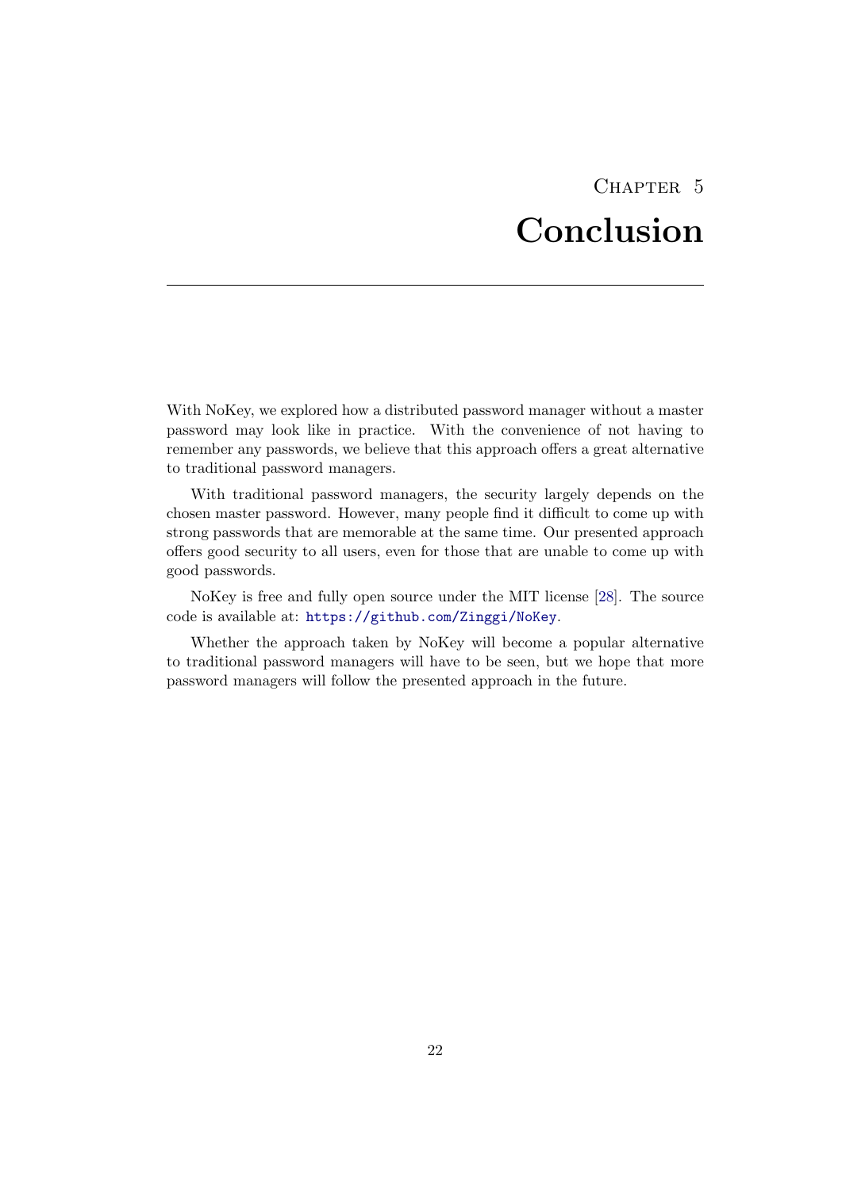# Chapter 5
# Conclusion

With NoKey, we explored how a distributed password manager without a master password may look like in practice. With the convenience of not having to remember any passwords, we believe that this approach offers a great alternative to traditional password managers.

With traditional password managers, the security largely depends on the chosen master password. However, many people find it difficult to come up with strong passwords that are memorable at the same time. Our presented approach offers good security to all users, even for those that are unable to come up with good passwords.

NoKey is free and fully open source under the MIT license [28]. The source code is available at: https://github.com/Zinggi/NoKey.

Whether the approach taken by NoKey will become a popular alternative to traditional password managers will have to be seen, but we hope that more password managers will follow the presented approach in the future.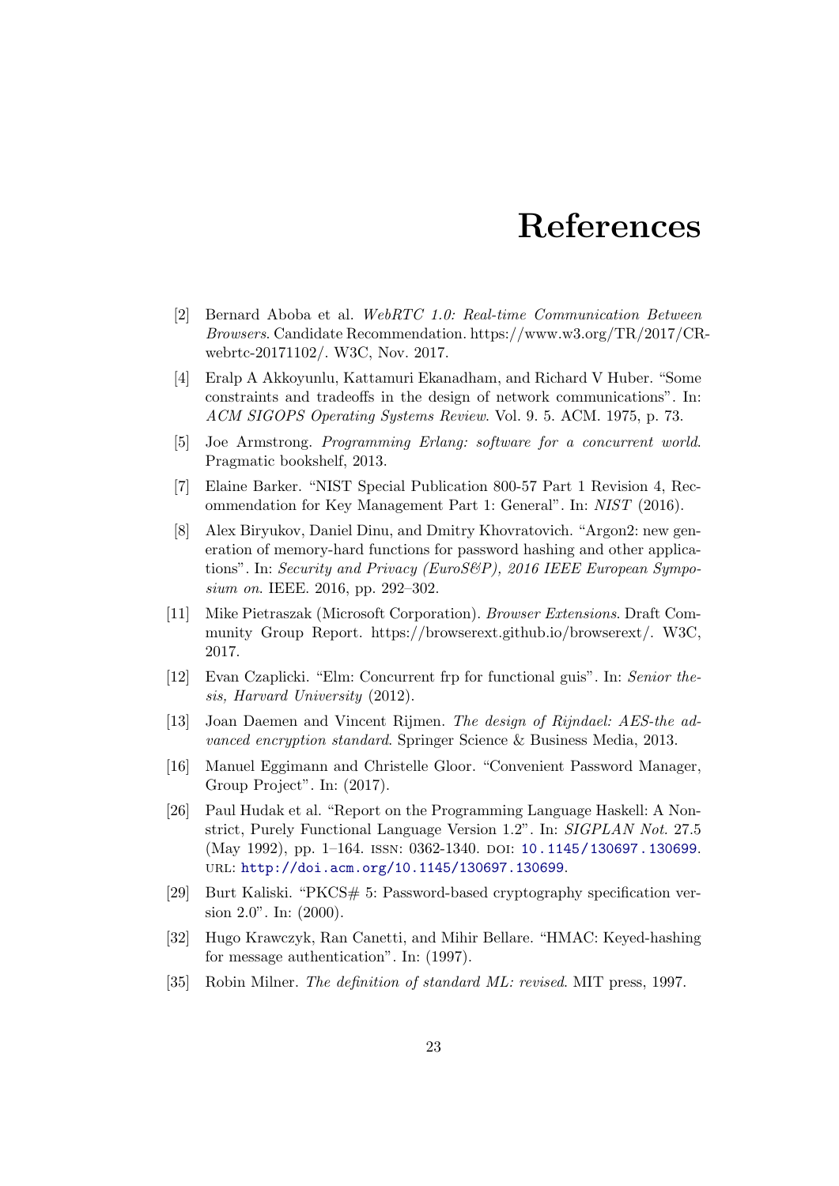# References

[2] Bernard Aboba et al. *WebRTC 1.0: Real-time Communication Between Browsers*. Candidate Recommendation. https://www.w3.org/TR/2017/CR-webrtc-20171102/. W3C, Nov. 2017.

[4] Eralp A Akkoyunlu, Kattamuri Ekanadham, and Richard V Huber. "Some constraints and tradeoffs in the design of network communications". In: *ACM SIGOPS Operating Systems Review*. Vol. 9. 5. ACM. 1975, p. 73.

[5] Joe Armstrong. *Programming Erlang: software for a concurrent world*. Pragmatic bookshelf, 2013.

[7] Elaine Barker. "NIST Special Publication 800-57 Part 1 Revision 4, Recommendation for Key Management Part 1: General". In: *NIST* (2016).

[8] Alex Biryukov, Daniel Dinu, and Dmitry Khovratovich. "Argon2: new generation of memory-hard functions for password hashing and other applications". In: *Security and Privacy (EuroS&P), 2016 IEEE European Symposium on*. IEEE. 2016, pp. 292–302.

[11] Mike Pietraszak (Microsoft Corporation). *Browser Extensions*. Draft Community Group Report. https://browserext.github.io/browserext/. W3C, 2017.

[12] Evan Czaplicki. "Elm: Concurrent frp for functional guis". In: *Senior thesis, Harvard University* (2012).

[13] Joan Daemen and Vincent Rijmen. *The design of Rijndael: AES-the advanced encryption standard*. Springer Science & Business Media, 2013.

[16] Manuel Eggimann and Christelle Gloor. "Convenient Password Manager, Group Project". In: (2017).

[26] Paul Hudak et al. "Report on the Programming Language Haskell: A Non-strict, Purely Functional Language Version 1.2". In: *SIGPLAN Not.* 27.5 (May 1992), pp. 1–164. ISSN: 0362-1340. DOI: 10.1145/130697.130699. URL: http://doi.acm.org/10.1145/130697.130699.

[29] Burt Kaliski. "PKCS# 5: Password-based cryptography specification version 2.0". In: (2000).

[32] Hugo Krawczyk, Ran Canetti, and Mihir Bellare. "HMAC: Keyed-hashing for message authentication". In: (1997).

[35] Robin Milner. *The definition of standard ML: revised*. MIT press, 1997.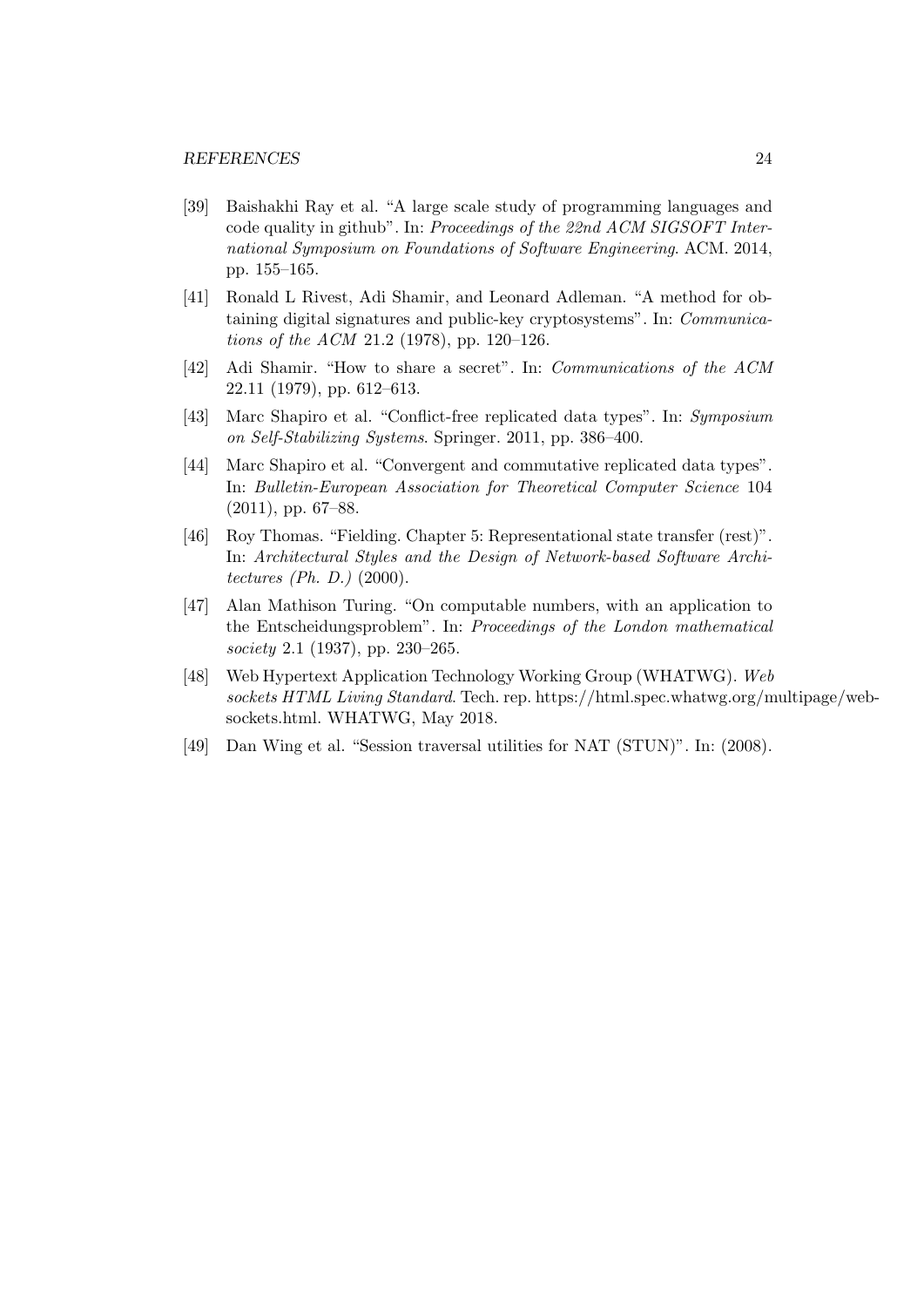[39] Baishakhi Ray et al. "A large scale study of programming languages and code quality in github". In: *Proceedings of the 22nd ACM SIGSOFT International Symposium on Foundations of Software Engineering*. ACM. 2014, pp. 155–165.

[41] Ronald L Rivest, Adi Shamir, and Leonard Adleman. "A method for obtaining digital signatures and public-key cryptosystems". In: *Communications of the ACM* 21.2 (1978), pp. 120–126.

[42] Adi Shamir. "How to share a secret". In: *Communications of the ACM* 22.11 (1979), pp. 612–613.

[43] Marc Shapiro et al. "Conflict-free replicated data types". In: *Symposium on Self-Stabilizing Systems*. Springer. 2011, pp. 386–400.

[44] Marc Shapiro et al. "Convergent and commutative replicated data types". In: *Bulletin-European Association for Theoretical Computer Science* 104 (2011), pp. 67–88.

[46] Roy Thomas. "Fielding. Chapter 5: Representational state transfer (rest)". In: *Architectural Styles and the Design of Network-based Software Architectures (Ph. D.)* (2000).

[47] Alan Mathison Turing. "On computable numbers, with an application to the Entscheidungsproblem". In: *Proceedings of the London mathematical society* 2.1 (1937), pp. 230–265.

[48] Web Hypertext Application Technology Working Group (WHATWG). *Web sockets HTML Living Standard*. Tech. rep. https://html.spec.whatwg.org/multipage/web-sockets.html. WHATWG, May 2018.

[49] Dan Wing et al. "Session traversal utilities for NAT (STUN)". In: (2008).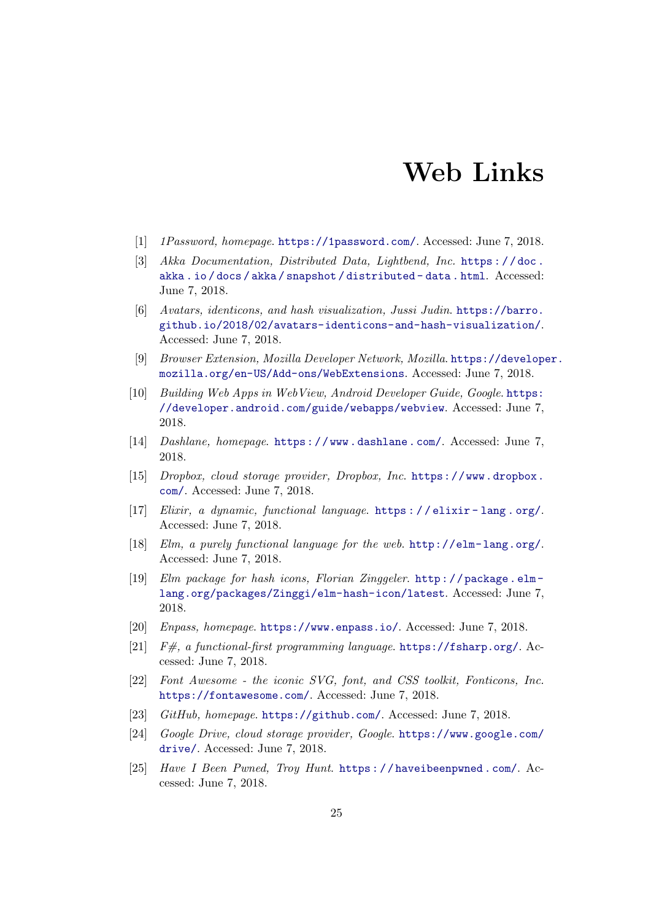# Web Links

[1] *1Password, homepage.* https://1password.com/. Accessed: June 7, 2018.

[3] *Akka Documentation, Distributed Data, Lightbend, Inc.* https://doc.akka.io/docs/akka/snapshot/distributed-data.html. Accessed: June 7, 2018.

[6] *Avatars, identicons, and hash visualization, Jussi Judin.* https://barro.github.io/2018/02/avatars-identicons-and-hash-visualization/. Accessed: June 7, 2018.

[9] *Browser Extension, Mozilla Developer Network, Mozilla.* https://developer.mozilla.org/en-US/Add-ons/WebExtensions. Accessed: June 7, 2018.

[10] *Building Web Apps in WebView, Android Developer Guide, Google.* https://developer.android.com/guide/webapps/webview. Accessed: June 7, 2018.

[14] *Dashlane, homepage.* https://www.dashlane.com/. Accessed: June 7, 2018.

[15] *Dropbox, cloud storage provider, Dropbox, Inc.* https://www.dropbox.com/. Accessed: June 7, 2018.

[17] *Elixir, a dynamic, functional language.* https://elixir-lang.org/. Accessed: June 7, 2018.

[18] *Elm, a purely functional language for the web.* http://elm-lang.org/. Accessed: June 7, 2018.

[19] *Elm package for hash icons, Florian Zinggeler.* http://package.elm-lang.org/packages/Zinggi/elm-hash-icon/latest. Accessed: June 7, 2018.

[20] *Enpass, homepage.* https://www.enpass.io/. Accessed: June 7, 2018.

[21] *F#, a functional-first programming language.* https://fsharp.org/. Accessed: June 7, 2018.

[22] *Font Awesome - the iconic SVG, font, and CSS toolkit, Fonticons, Inc.* https://fontawesome.com/. Accessed: June 7, 2018.

[23] *GitHub, homepage.* https://github.com/. Accessed: June 7, 2018.

[24] *Google Drive, cloud storage provider, Google.* https://www.google.com/drive/. Accessed: June 7, 2018.

[25] *Have I Been Pwned, Troy Hunt.* https://haveibeenpwned.com/. Accessed: June 7, 2018.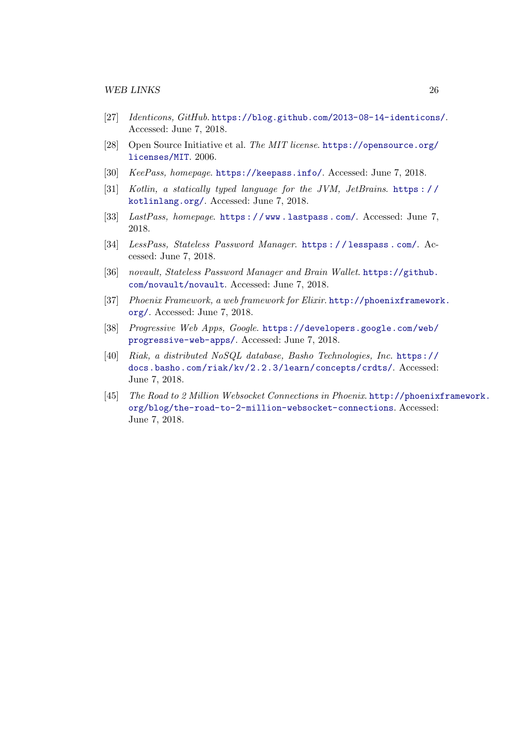[27] *Identicons, GitHub*. https://blog.github.com/2013-08-14-identicons/. Accessed: June 7, 2018.

[28] Open Source Initiative et al. *The MIT license*. https://opensource.org/licenses/MIT. 2006.

[30] *KeePass, homepage*. https://keepass.info/. Accessed: June 7, 2018.

[31] *Kotlin, a statically typed language for the JVM, JetBrains*. https://kotlinlang.org/. Accessed: June 7, 2018.

[33] *LastPass, homepage*. https://www.lastpass.com/. Accessed: June 7, 2018.

[34] *LessPass, Stateless Password Manager*. https://lesspass.com/. Accessed: June 7, 2018.

[36] *novault, Stateless Password Manager and Brain Wallet*. https://github.com/novault/novault. Accessed: June 7, 2018.

[37] *Phoenix Framework, a web framework for Elixir*. http://phoenixframework.org/. Accessed: June 7, 2018.

[38] *Progressive Web Apps, Google*. https://developers.google.com/web/progressive-web-apps/. Accessed: June 7, 2018.

[40] *Riak, a distributed NoSQL database, Basho Technologies, Inc.* https://docs.basho.com/riak/kv/2.2.3/learn/concepts/crdts/. Accessed: June 7, 2018.

[45] *The Road to 2 Million Websocket Connections in Phoenix*. http://phoenixframework.org/blog/the-road-to-2-million-websocket-connections. Accessed: June 7, 2018.